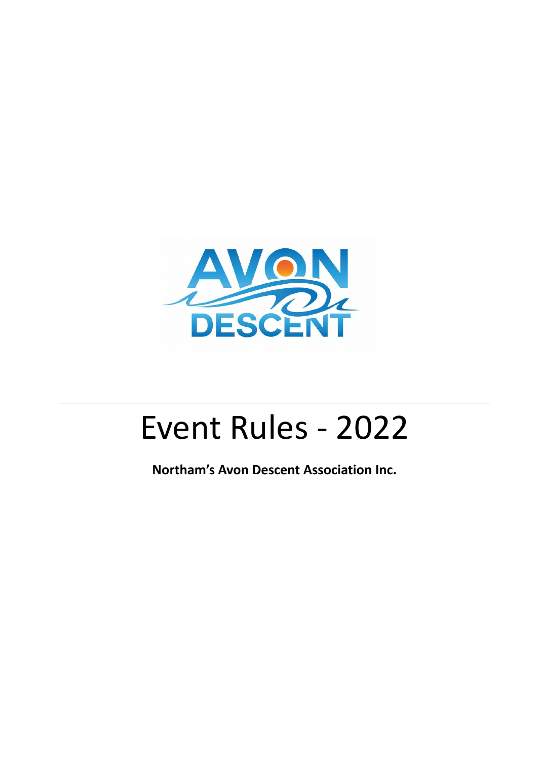AVON DESCENT

# Event Rules - 2022

**Northam's Avon Descent Association Inc.**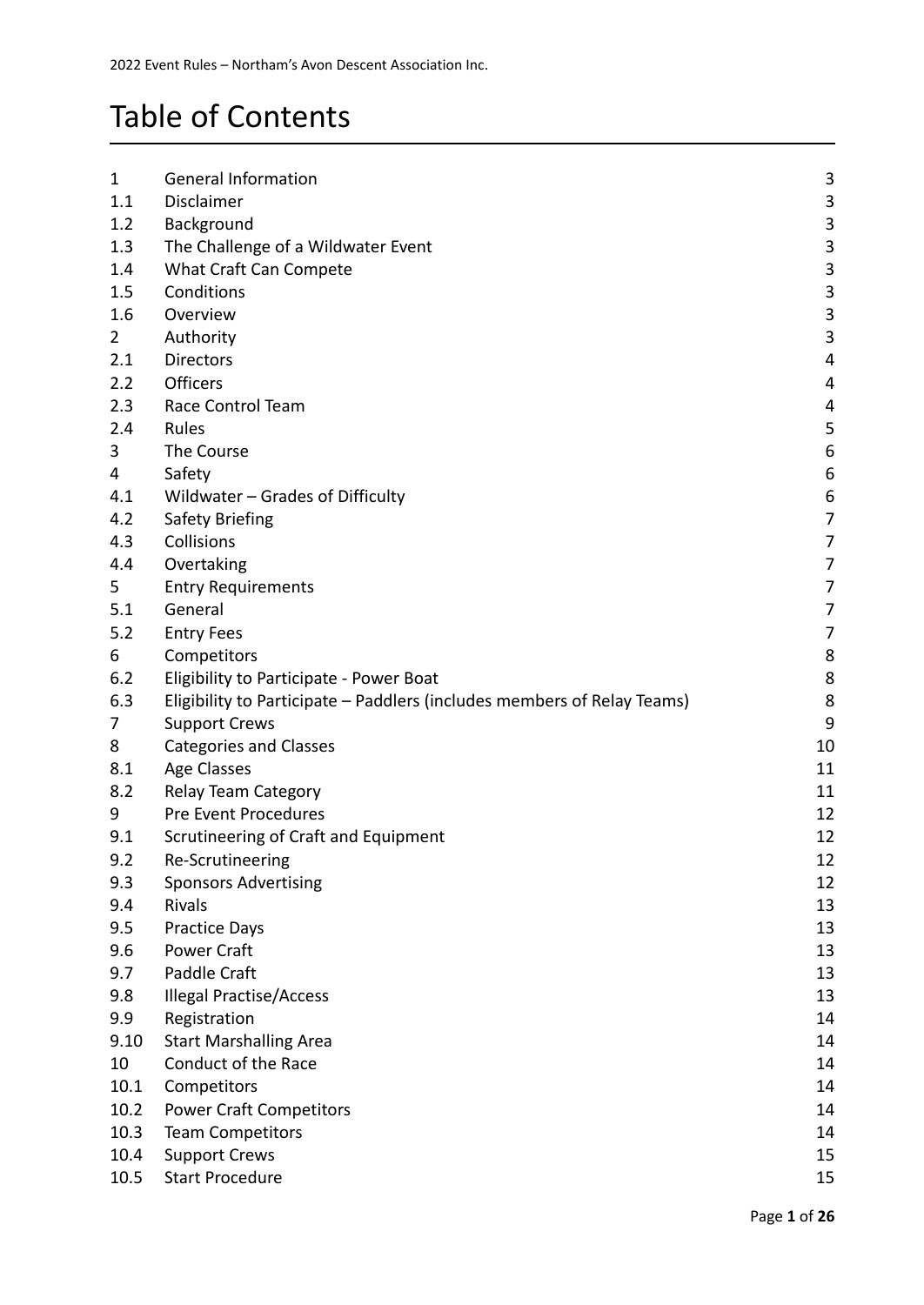# Table of Contents

| | | |
|---|---|---|
| 1 | General Information | 3 |
| 1.1 | Disclaimer | 3 |
| 1.2 | Background | 3 |
| 1.3 | The Challenge of a Wildwater Event | 3 |
| 1.4 | What Craft Can Compete | 3 |
| 1.5 | Conditions | 3 |
| 1.6 | Overview | 3 |
| 2 | Authority | 3 |
| 2.1 | Directors | 4 |
| 2.2 | Officers | 4 |
| 2.3 | Race Control Team | 4 |
| 2.4 | Rules | 5 |
| 3 | The Course | 6 |
| 4 | Safety | 6 |
| 4.1 | Wildwater – Grades of Difficulty | 6 |
| 4.2 | Safety Briefing | 7 |
| 4.3 | Collisions | 7 |
| 4.4 | Overtaking | 7 |
| 5 | Entry Requirements | 7 |
| 5.1 | General | 7 |
| 5.2 | Entry Fees | 7 |
| 6 | Competitors | 8 |
| 6.2 | Eligibility to Participate - Power Boat | 8 |
| 6.3 | Eligibility to Participate – Paddlers (includes members of Relay Teams) | 8 |
| 7 | Support Crews | 9 |
| 8 | Categories and Classes | 10 |
| 8.1 | Age Classes | 11 |
| 8.2 | Relay Team Category | 11 |
| 9 | Pre Event Procedures | 12 |
| 9.1 | Scrutineering of Craft and Equipment | 12 |
| 9.2 | Re-Scrutineering | 12 |
| 9.3 | Sponsors Advertising | 12 |
| 9.4 | Rivals | 13 |
| 9.5 | Practice Days | 13 |
| 9.6 | Power Craft | 13 |
| 9.7 | Paddle Craft | 13 |
| 9.8 | Illegal Practise/Access | 13 |
| 9.9 | Registration | 14 |
| 9.10 | Start Marshalling Area | 14 |
| 10 | Conduct of the Race | 14 |
| 10.1 | Competitors | 14 |
| 10.2 | Power Craft Competitors | 14 |
| 10.3 | Team Competitors | 14 |
| 10.4 | Support Crews | 15 |
| 10.5 | Start Procedure | 15 |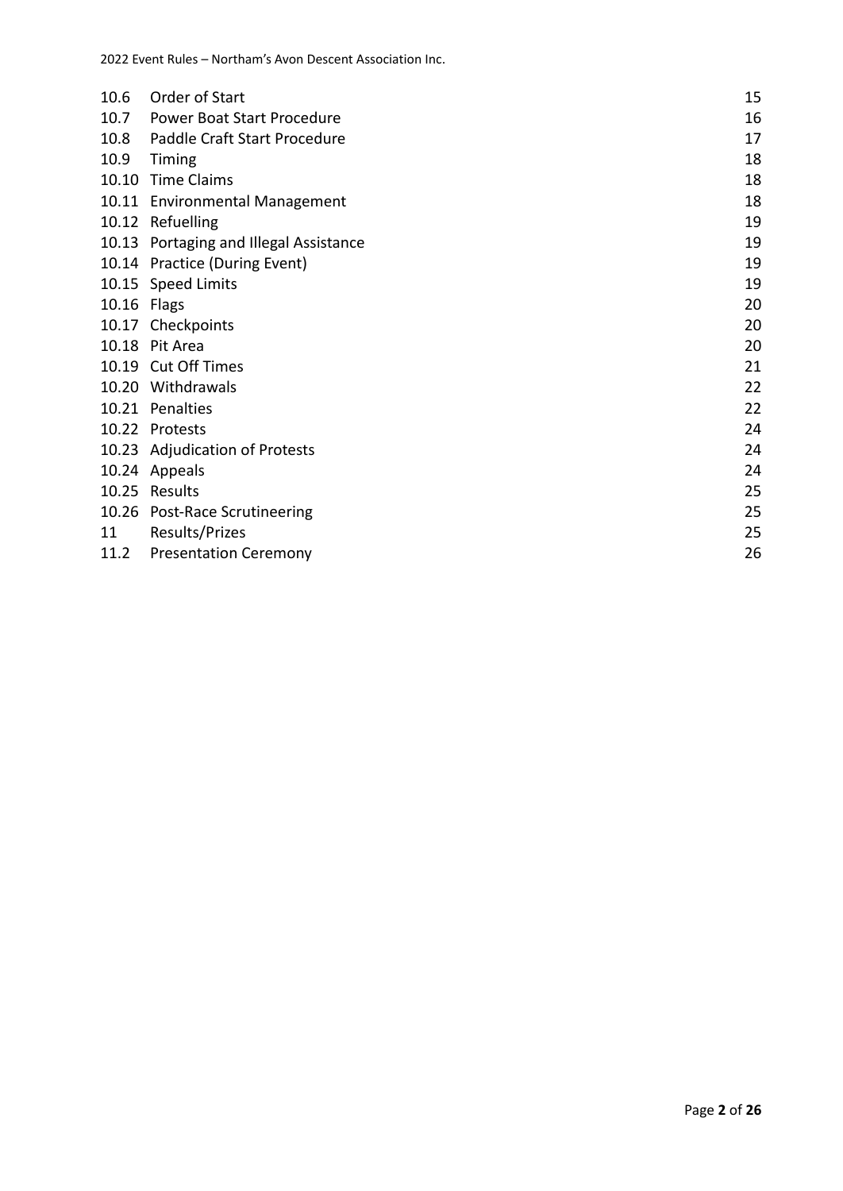| | | |
|---|---|---|
| 10.6 | Order of Start | 15 |
| 10.7 | Power Boat Start Procedure | 16 |
| 10.8 | Paddle Craft Start Procedure | 17 |
| 10.9 | Timing | 18 |
| 10.10 | Time Claims | 18 |
| 10.11 | Environmental Management | 18 |
| 10.12 | Refuelling | 19 |
| 10.13 | Portaging and Illegal Assistance | 19 |
| 10.14 | Practice (During Event) | 19 |
| 10.15 | Speed Limits | 19 |
| 10.16 | Flags | 20 |
| 10.17 | Checkpoints | 20 |
| 10.18 | Pit Area | 20 |
| 10.19 | Cut Off Times | 21 |
| 10.20 | Withdrawals | 22 |
| 10.21 | Penalties | 22 |
| 10.22 | Protests | 24 |
| 10.23 | Adjudication of Protests | 24 |
| 10.24 | Appeals | 24 |
| 10.25 | Results | 25 |
| 10.26 | Post-Race Scrutineering | 25 |
| 11 | Results/Prizes | 25 |
| 11.2 | Presentation Ceremony | 26 |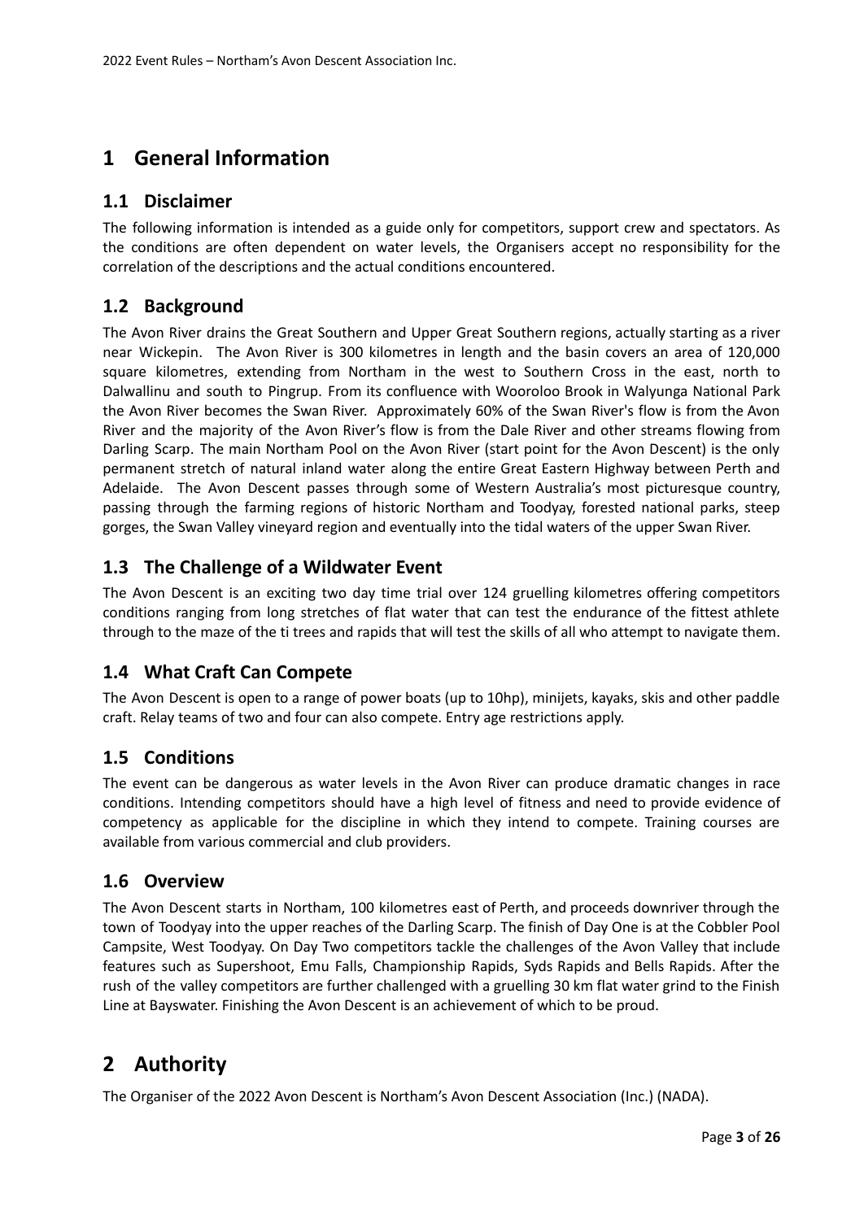# 1 General Information

## 1.1 Disclaimer

The following information is intended as a guide only for competitors, support crew and spectators. As the conditions are often dependent on water levels, the Organisers accept no responsibility for the correlation of the descriptions and the actual conditions encountered.

## 1.2 Background

The Avon River drains the Great Southern and Upper Great Southern regions, actually starting as a river near Wickepin. The Avon River is 300 kilometres in length and the basin covers an area of 120,000 square kilometres, extending from Northam in the west to Southern Cross in the east, north to Dalwallinu and south to Pingrup. From its confluence with Wooroloo Brook in Walyunga National Park the Avon River becomes the Swan River. Approximately 60% of the Swan River's flow is from the Avon River and the majority of the Avon River's flow is from the Dale River and other streams flowing from Darling Scarp. The main Northam Pool on the Avon River (start point for the Avon Descent) is the only permanent stretch of natural inland water along the entire Great Eastern Highway between Perth and Adelaide. The Avon Descent passes through some of Western Australia's most picturesque country, passing through the farming regions of historic Northam and Toodyay, forested national parks, steep gorges, the Swan Valley vineyard region and eventually into the tidal waters of the upper Swan River.

## 1.3 The Challenge of a Wildwater Event

The Avon Descent is an exciting two day time trial over 124 gruelling kilometres offering competitors conditions ranging from long stretches of flat water that can test the endurance of the fittest athlete through to the maze of the ti trees and rapids that will test the skills of all who attempt to navigate them.

## 1.4 What Craft Can Compete

The Avon Descent is open to a range of power boats (up to 10hp), minijets, kayaks, skis and other paddle craft. Relay teams of two and four can also compete. Entry age restrictions apply.

## 1.5 Conditions

The event can be dangerous as water levels in the Avon River can produce dramatic changes in race conditions. Intending competitors should have a high level of fitness and need to provide evidence of competency as applicable for the discipline in which they intend to compete. Training courses are available from various commercial and club providers.

## 1.6 Overview

The Avon Descent starts in Northam, 100 kilometres east of Perth, and proceeds downriver through the town of Toodyay into the upper reaches of the Darling Scarp. The finish of Day One is at the Cobbler Pool Campsite, West Toodyay. On Day Two competitors tackle the challenges of the Avon Valley that include features such as Supershoot, Emu Falls, Championship Rapids, Syds Rapids and Bells Rapids. After the rush of the valley competitors are further challenged with a gruelling 30 km flat water grind to the Finish Line at Bayswater. Finishing the Avon Descent is an achievement of which to be proud.

# 2 Authority

The Organiser of the 2022 Avon Descent is Northam's Avon Descent Association (Inc.) (NADA).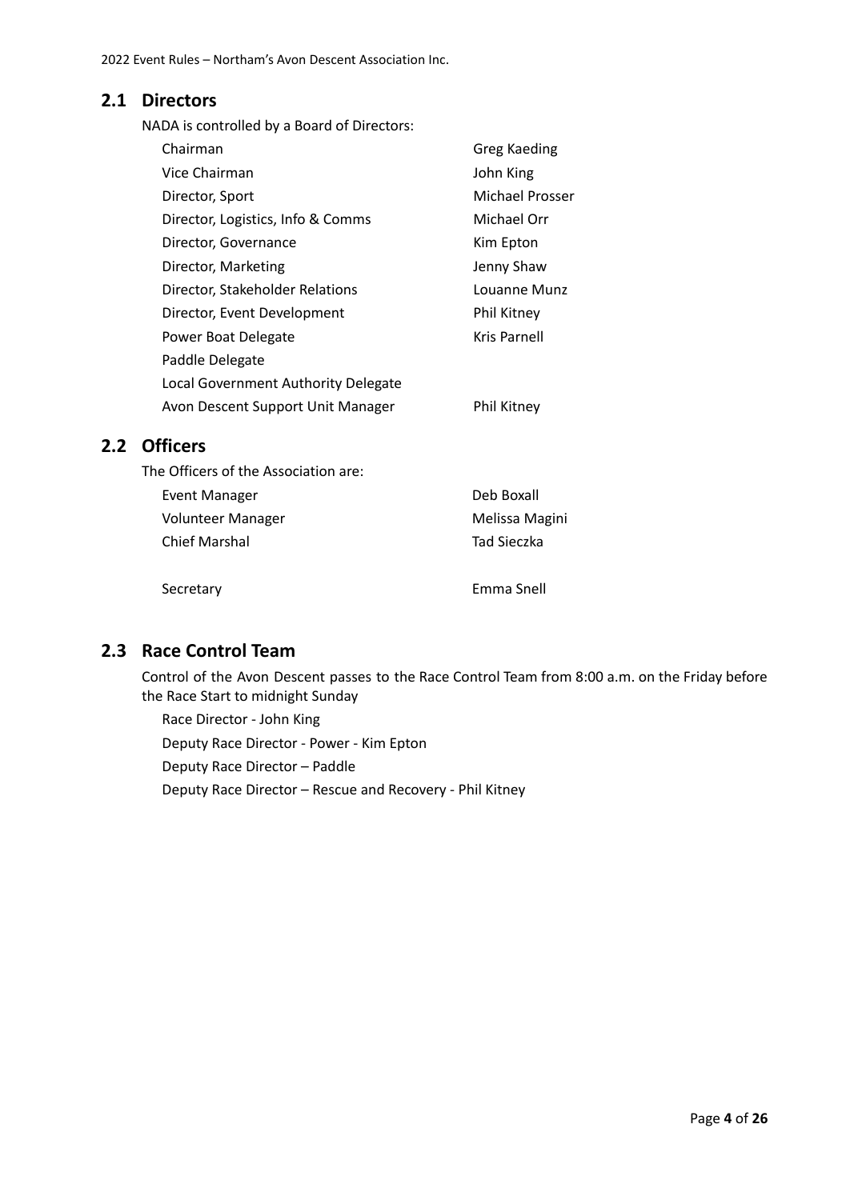## 2.1 Directors

NADA is controlled by a Board of Directors:

| | |
|---|---|
| Chairman | Greg Kaeding |
| Vice Chairman | John King |
| Director, Sport | Michael Prosser |
| Director, Logistics, Info & Comms | Michael Orr |
| Director, Governance | Kim Epton |
| Director, Marketing | Jenny Shaw |
| Director, Stakeholder Relations | Louanne Munz |
| Director, Event Development | Phil Kitney |
| Power Boat Delegate | Kris Parnell |
| Paddle Delegate | |
| Local Government Authority Delegate | |
| Avon Descent Support Unit Manager | Phil Kitney |

## 2.2 Officers

The Officers of the Association are:

| | |
|---|---|
| Event Manager | Deb Boxall |
| Volunteer Manager | Melissa Magini |
| Chief Marshal | Tad Sieczka |
| | |
| Secretary | Emma Snell |

## 2.3 Race Control Team

Control of the Avon Descent passes to the Race Control Team from 8:00 a.m. on the Friday before the Race Start to midnight Sunday

Race Director - John King

Deputy Race Director - Power - Kim Epton

Deputy Race Director – Paddle

Deputy Race Director – Rescue and Recovery - Phil Kitney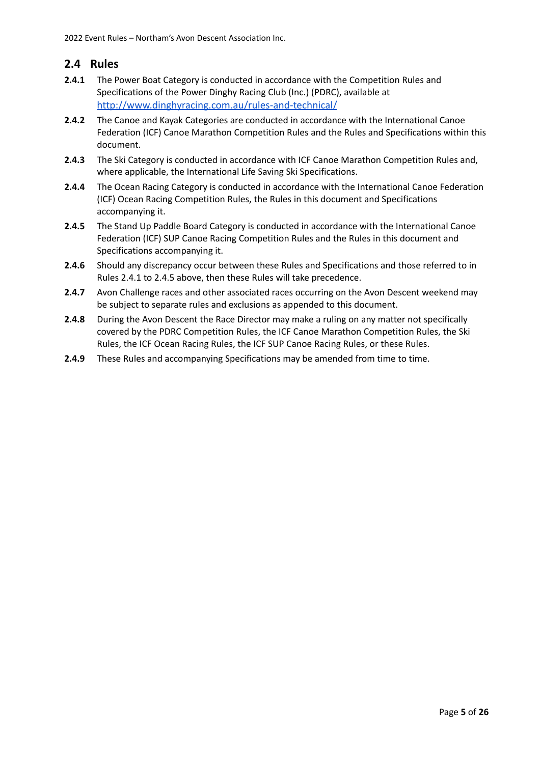## 2.4 Rules

**2.4.1** The Power Boat Category is conducted in accordance with the Competition Rules and Specifications of the Power Dinghy Racing Club (Inc.) (PDRC), available at [http://www.dinghyracing.com.au/rules-and-technical/](http://www.dinghyracing.com.au/rules-and-technical/)

**2.4.2** The Canoe and Kayak Categories are conducted in accordance with the International Canoe Federation (ICF) Canoe Marathon Competition Rules and the Rules and Specifications within this document.

**2.4.3** The Ski Category is conducted in accordance with ICF Canoe Marathon Competition Rules and, where applicable, the International Life Saving Ski Specifications.

**2.4.4** The Ocean Racing Category is conducted in accordance with the International Canoe Federation (ICF) Ocean Racing Competition Rules, the Rules in this document and Specifications accompanying it.

**2.4.5** The Stand Up Paddle Board Category is conducted in accordance with the International Canoe Federation (ICF) SUP Canoe Racing Competition Rules and the Rules in this document and Specifications accompanying it.

**2.4.6** Should any discrepancy occur between these Rules and Specifications and those referred to in Rules 2.4.1 to 2.4.5 above, then these Rules will take precedence.

**2.4.7** Avon Challenge races and other associated races occurring on the Avon Descent weekend may be subject to separate rules and exclusions as appended to this document.

**2.4.8** During the Avon Descent the Race Director may make a ruling on any matter not specifically covered by the PDRC Competition Rules, the ICF Canoe Marathon Competition Rules, the Ski Rules, the ICF Ocean Racing Rules, the ICF SUP Canoe Racing Rules, or these Rules.

**2.4.9** These Rules and accompanying Specifications may be amended from time to time.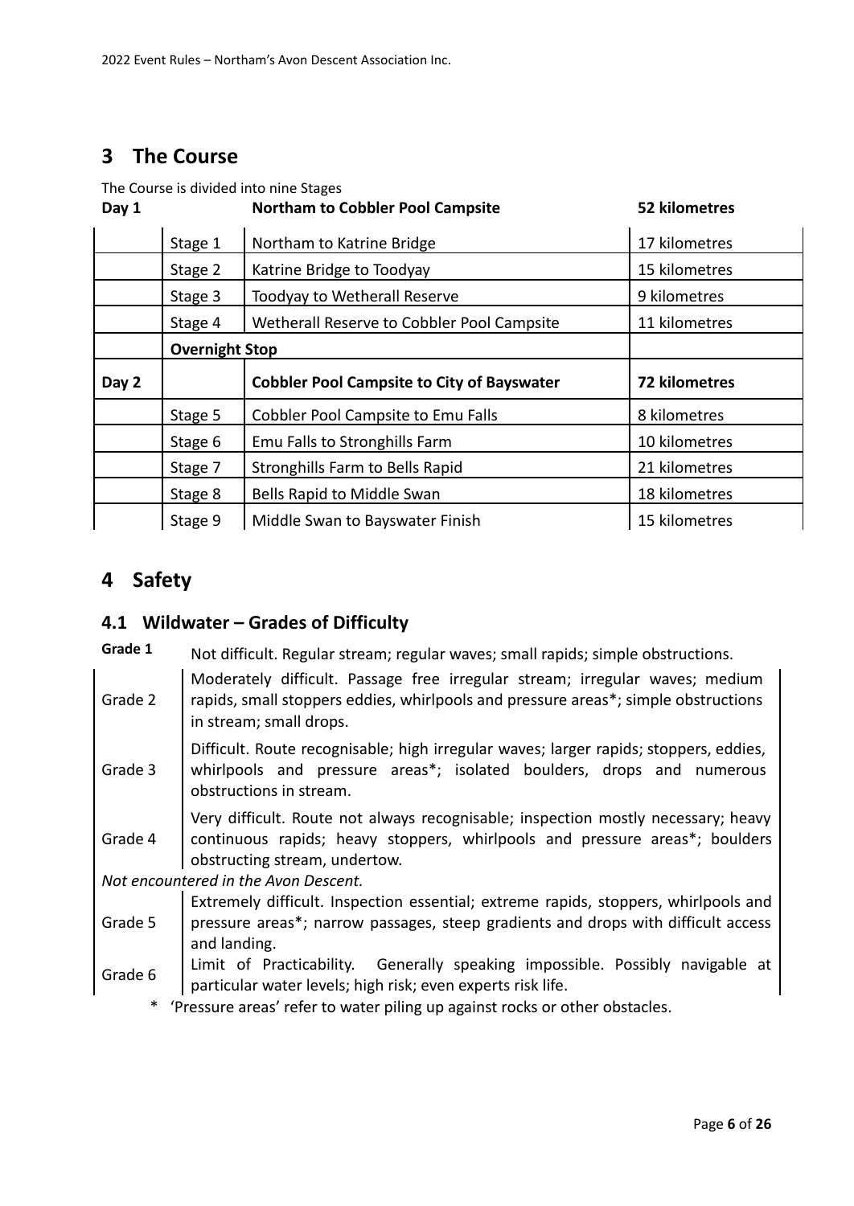# 3 The Course

The Course is divided into nine Stages

| Day 1 | | Northam to Cobbler Pool Campsite | 52 kilometres |
|---|---|---|---|
| | Stage 1 | Northam to Katrine Bridge | 17 kilometres |
| | Stage 2 | Katrine Bridge to Toodyay | 15 kilometres |
| | Stage 3 | Toodyay to Wetherall Reserve | 9 kilometres |
| | Stage 4 | Wetherall Reserve to Cobbler Pool Campsite | 11 kilometres |
| | **Overnight Stop** | | |
| **Day 2** | | **Cobbler Pool Campsite to City of Bayswater** | **72 kilometres** |
| | Stage 5 | Cobbler Pool Campsite to Emu Falls | 8 kilometres |
| | Stage 6 | Emu Falls to Stronghills Farm | 10 kilometres |
| | Stage 7 | Stronghills Farm to Bells Rapid | 21 kilometres |
| | Stage 8 | Bells Rapid to Middle Swan | 18 kilometres |
| | Stage 9 | Middle Swan to Bayswater Finish | 15 kilometres |

# 4 Safety

## 4.1 Wildwater – Grades of Difficulty

| Grade | Description |
|---|---|
| **Grade 1** | Not difficult. Regular stream; regular waves; small rapids; simple obstructions. |
| Grade 2 | Moderately difficult. Passage free irregular stream; irregular waves; medium rapids, small stoppers eddies, whirlpools and pressure areas*; simple obstructions in stream; small drops. |
| Grade 3 | Difficult. Route recognisable; high irregular waves; larger rapids; stoppers, eddies, whirlpools and pressure areas*; isolated boulders, drops and numerous obstructions in stream. |
| Grade 4 | Very difficult. Route not always recognisable; inspection mostly necessary; heavy continuous rapids; heavy stoppers, whirlpools and pressure areas*; boulders obstructing stream, undertow. |
| *Not encountered in the Avon Descent.* | |
| Grade 5 | Extremely difficult. Inspection essential; extreme rapids, stoppers, whirlpools and pressure areas*; narrow passages, steep gradients and drops with difficult access and landing. |
| Grade 6 | Limit of Practicability. Generally speaking impossible. Possibly navigable at particular water levels; high risk; even experts risk life. |

\* 'Pressure areas' refer to water piling up against rocks or other obstacles.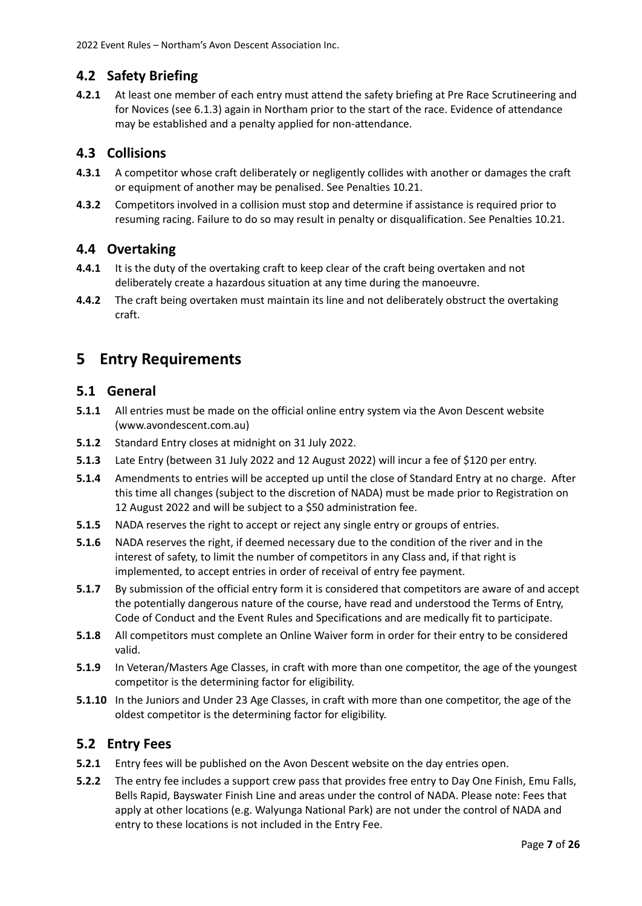## 4.2 Safety Briefing

**4.2.1** At least one member of each entry must attend the safety briefing at Pre Race Scrutineering and for Novices (see 6.1.3) again in Northam prior to the start of the race. Evidence of attendance may be established and a penalty applied for non-attendance.

## 4.3 Collisions

**4.3.1** A competitor whose craft deliberately or negligently collides with another or damages the craft or equipment of another may be penalised. See Penalties 10.21.

**4.3.2** Competitors involved in a collision must stop and determine if assistance is required prior to resuming racing. Failure to do so may result in penalty or disqualification. See Penalties 10.21.

## 4.4 Overtaking

**4.4.1** It is the duty of the overtaking craft to keep clear of the craft being overtaken and not deliberately create a hazardous situation at any time during the manoeuvre.

**4.4.2** The craft being overtaken must maintain its line and not deliberately obstruct the overtaking craft.

# 5 Entry Requirements

## 5.1 General

**5.1.1** All entries must be made on the official online entry system via the Avon Descent website (www.avondescent.com.au)

**5.1.2** Standard Entry closes at midnight on 31 July 2022.

**5.1.3** Late Entry (between 31 July 2022 and 12 August 2022) will incur a fee of $120 per entry.

**5.1.4** Amendments to entries will be accepted up until the close of Standard Entry at no charge. After this time all changes (subject to the discretion of NADA) must be made prior to Registration on 12 August 2022 and will be subject to a $50 administration fee.

**5.1.5** NADA reserves the right to accept or reject any single entry or groups of entries.

**5.1.6** NADA reserves the right, if deemed necessary due to the condition of the river and in the interest of safety, to limit the number of competitors in any Class and, if that right is implemented, to accept entries in order of receival of entry fee payment.

**5.1.7** By submission of the official entry form it is considered that competitors are aware of and accept the potentially dangerous nature of the course, have read and understood the Terms of Entry, Code of Conduct and the Event Rules and Specifications and are medically fit to participate.

**5.1.8** All competitors must complete an Online Waiver form in order for their entry to be considered valid.

**5.1.9** In Veteran/Masters Age Classes, in craft with more than one competitor, the age of the youngest competitor is the determining factor for eligibility.

**5.1.10** In the Juniors and Under 23 Age Classes, in craft with more than one competitor, the age of the oldest competitor is the determining factor for eligibility.

## 5.2 Entry Fees

**5.2.1** Entry fees will be published on the Avon Descent website on the day entries open.

**5.2.2** The entry fee includes a support crew pass that provides free entry to Day One Finish, Emu Falls, Bells Rapid, Bayswater Finish Line and areas under the control of NADA. Please note: Fees that apply at other locations (e.g. Walyunga National Park) are not under the control of NADA and entry to these locations is not included in the Entry Fee.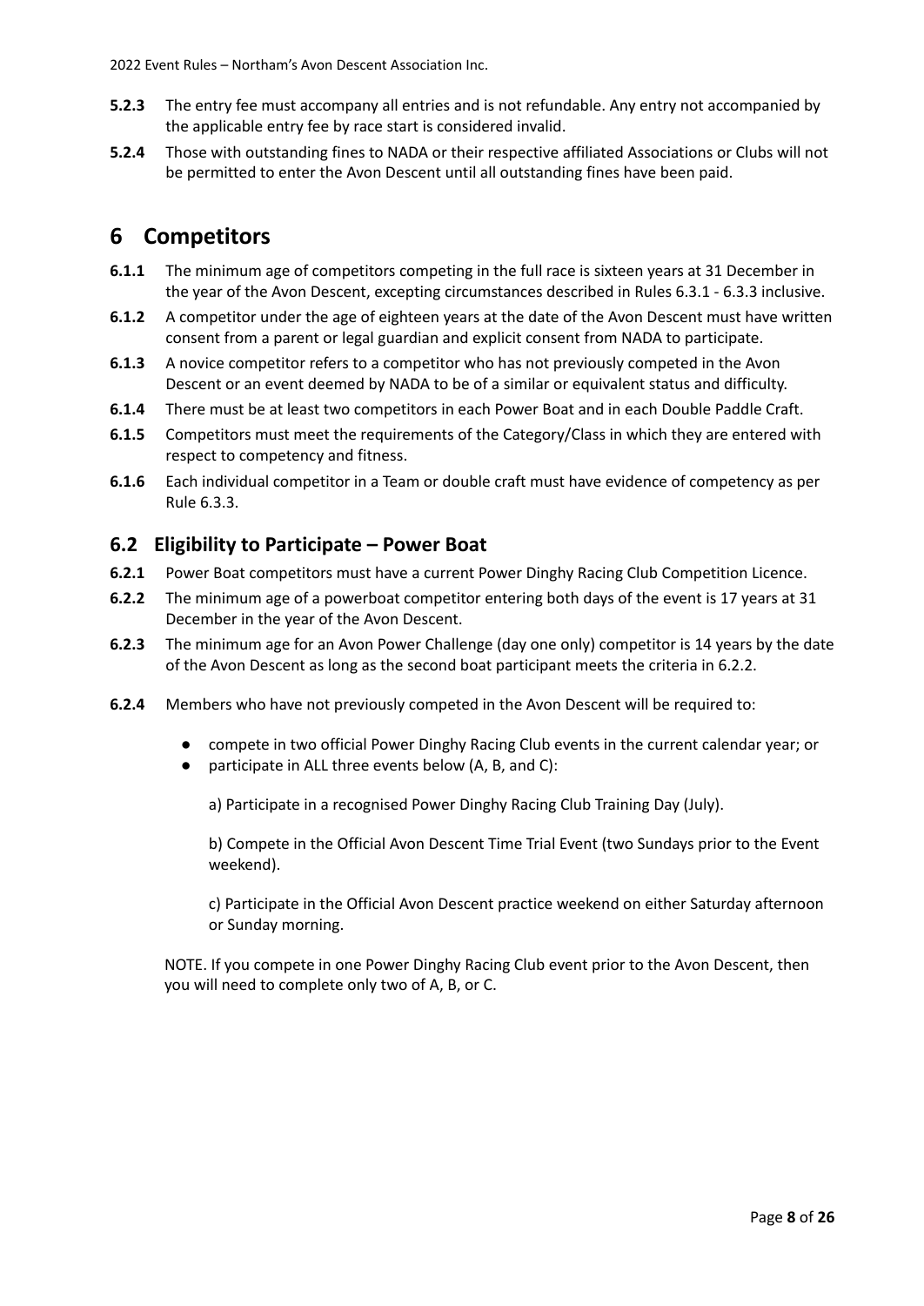**5.2.3** The entry fee must accompany all entries and is not refundable. Any entry not accompanied by the applicable entry fee by race start is considered invalid.

**5.2.4** Those with outstanding fines to NADA or their respective affiliated Associations or Clubs will not be permitted to enter the Avon Descent until all outstanding fines have been paid.

# 6 Competitors

**6.1.1** The minimum age of competitors competing in the full race is sixteen years at 31 December in the year of the Avon Descent, excepting circumstances described in Rules 6.3.1 - 6.3.3 inclusive.

**6.1.2** A competitor under the age of eighteen years at the date of the Avon Descent must have written consent from a parent or legal guardian and explicit consent from NADA to participate.

**6.1.3** A novice competitor refers to a competitor who has not previously competed in the Avon Descent or an event deemed by NADA to be of a similar or equivalent status and difficulty.

**6.1.4** There must be at least two competitors in each Power Boat and in each Double Paddle Craft.

**6.1.5** Competitors must meet the requirements of the Category/Class in which they are entered with respect to competency and fitness.

**6.1.6** Each individual competitor in a Team or double craft must have evidence of competency as per Rule 6.3.3.

## 6.2 Eligibility to Participate – Power Boat

**6.2.1** Power Boat competitors must have a current Power Dinghy Racing Club Competition Licence.

**6.2.2** The minimum age of a powerboat competitor entering both days of the event is 17 years at 31 December in the year of the Avon Descent.

**6.2.3** The minimum age for an Avon Power Challenge (day one only) competitor is 14 years by the date of the Avon Descent as long as the second boat participant meets the criteria in 6.2.2.

**6.2.4** Members who have not previously competed in the Avon Descent will be required to:

- compete in two official Power Dinghy Racing Club events in the current calendar year; or
- participate in ALL three events below (A, B, and C):

  a) Participate in a recognised Power Dinghy Racing Club Training Day (July).

  b) Compete in the Official Avon Descent Time Trial Event (two Sundays prior to the Event weekend).

  c) Participate in the Official Avon Descent practice weekend on either Saturday afternoon or Sunday morning.

NOTE. If you compete in one Power Dinghy Racing Club event prior to the Avon Descent, then you will need to complete only two of A, B, or C.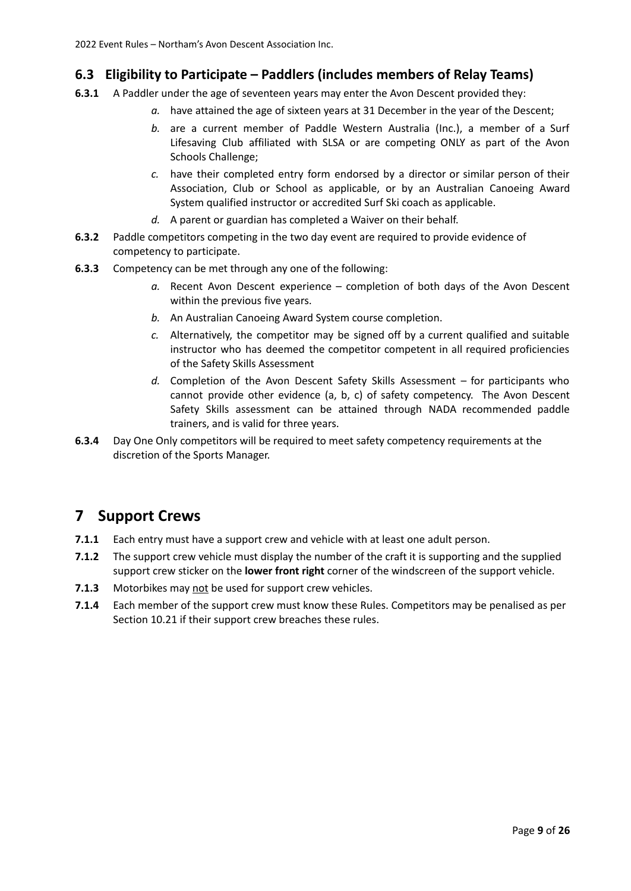## 6.3 Eligibility to Participate – Paddlers (includes members of Relay Teams)

**6.3.1** A Paddler under the age of seventeen years may enter the Avon Descent provided they:

*a.* have attained the age of sixteen years at 31 December in the year of the Descent;

*b.* are a current member of Paddle Western Australia (Inc.), a member of a Surf Lifesaving Club affiliated with SLSA or are competing ONLY as part of the Avon Schools Challenge;

*c.* have their completed entry form endorsed by a director or similar person of their Association, Club or School as applicable, or by an Australian Canoeing Award System qualified instructor or accredited Surf Ski coach as applicable.

*d.* A parent or guardian has completed a Waiver on their behalf.

**6.3.2** Paddle competitors competing in the two day event are required to provide evidence of competency to participate.

**6.3.3** Competency can be met through any one of the following:

*a.* Recent Avon Descent experience – completion of both days of the Avon Descent within the previous five years.

*b.* An Australian Canoeing Award System course completion.

*c.* Alternatively, the competitor may be signed off by a current qualified and suitable instructor who has deemed the competitor competent in all required proficiencies of the Safety Skills Assessment

*d.* Completion of the Avon Descent Safety Skills Assessment – for participants who cannot provide other evidence (a, b, c) of safety competency. The Avon Descent Safety Skills assessment can be attained through NADA recommended paddle trainers, and is valid for three years.

**6.3.4** Day One Only competitors will be required to meet safety competency requirements at the discretion of the Sports Manager.

# 7 Support Crews

**7.1.1** Each entry must have a support crew and vehicle with at least one adult person.

**7.1.2** The support crew vehicle must display the number of the craft it is supporting and the supplied support crew sticker on the **lower front right** corner of the windscreen of the support vehicle.

**7.1.3** Motorbikes may not be used for support crew vehicles.

**7.1.4** Each member of the support crew must know these Rules. Competitors may be penalised as per Section 10.21 if their support crew breaches these rules.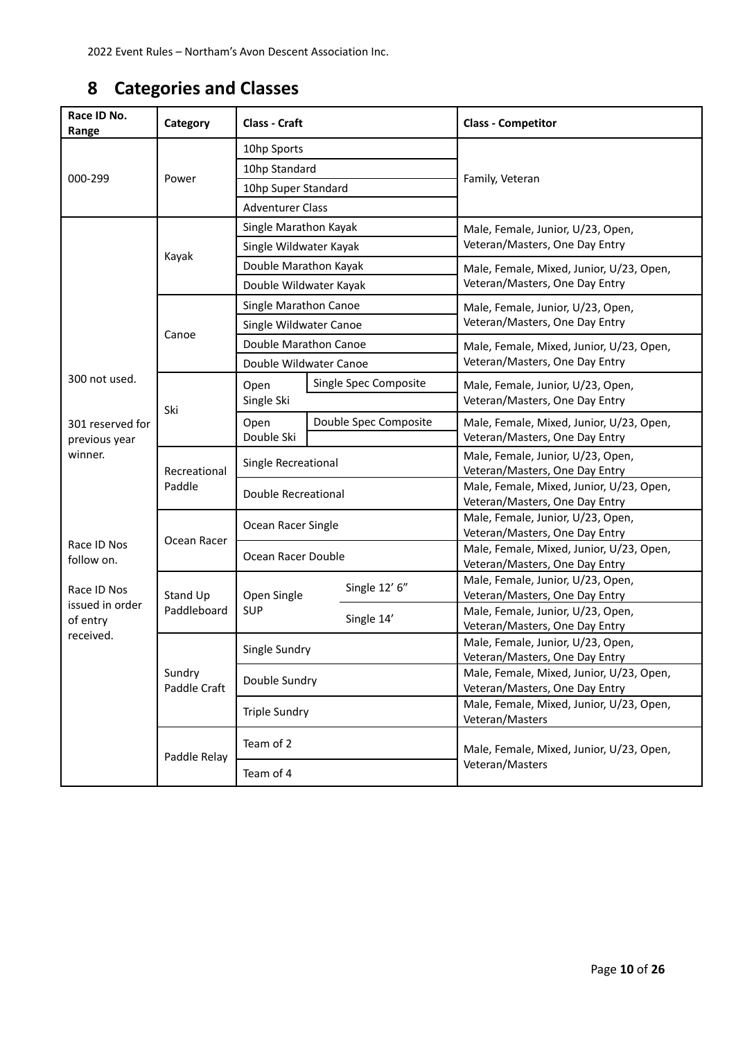# 8 Categories and Classes

| Race ID No. Range | Category | Class - Craft | | Class - Competitor |
|---|---|---|---|---|
| 000-299 | Power | 10hp Sports | | Family, Veteran |
| | | 10hp Standard | | |
| | | 10hp Super Standard | | |
| | | Adventurer Class | | |
| 300 not used.<br><br>301 reserved for previous year winner.<br><br>Race ID Nos follow on.<br><br>Race ID Nos issued in order of entry received. | Kayak | Single Marathon Kayak | | Male, Female, Junior, U/23, Open, Veteran/Masters, One Day Entry |
| | | Single Wildwater Kayak | | |
| | | Double Marathon Kayak | | Male, Female, Mixed, Junior, U/23, Open, Veteran/Masters, One Day Entry |
| | | Double Wildwater Kayak | | |
| | Canoe | Single Marathon Canoe | | Male, Female, Junior, U/23, Open, Veteran/Masters, One Day Entry |
| | | Single Wildwater Canoe | | |
| | | Double Marathon Canoe | | Male, Female, Mixed, Junior, U/23, Open, Veteran/Masters, One Day Entry |
| | | Double Wildwater Canoe | | |
| | Ski | Open Single Ski | Single Spec Composite | Male, Female, Junior, U/23, Open, Veteran/Masters, One Day Entry |
| | | Open Double Ski | Double Spec Composite | Male, Female, Mixed, Junior, U/23, Open, Veteran/Masters, One Day Entry |
| | Recreational Paddle | Single Recreational | | Male, Female, Junior, U/23, Open, Veteran/Masters, One Day Entry |
| | | Double Recreational | | Male, Female, Mixed, Junior, U/23, Open, Veteran/Masters, One Day Entry |
| | Ocean Racer | Ocean Racer Single | | Male, Female, Junior, U/23, Open, Veteran/Masters, One Day Entry |
| | | Ocean Racer Double | | Male, Female, Mixed, Junior, U/23, Open, Veteran/Masters, One Day Entry |
| | Stand Up Paddleboard | Open Single SUP | Single 12' 6" | Male, Female, Junior, U/23, Open, Veteran/Masters, One Day Entry |
| | | | Single 14' | Male, Female, Junior, U/23, Open, Veteran/Masters, One Day Entry |
| | Sundry Paddle Craft | Single Sundry | | Male, Female, Junior, U/23, Open, Veteran/Masters, One Day Entry |
| | | Double Sundry | | Male, Female, Mixed, Junior, U/23, Open, Veteran/Masters, One Day Entry |
| | | Triple Sundry | | Male, Female, Mixed, Junior, U/23, Open, Veteran/Masters |
| | Paddle Relay | Team of 2 | | Male, Female, Mixed, Junior, U/23, Open, Veteran/Masters |
| | | Team of 4 | | |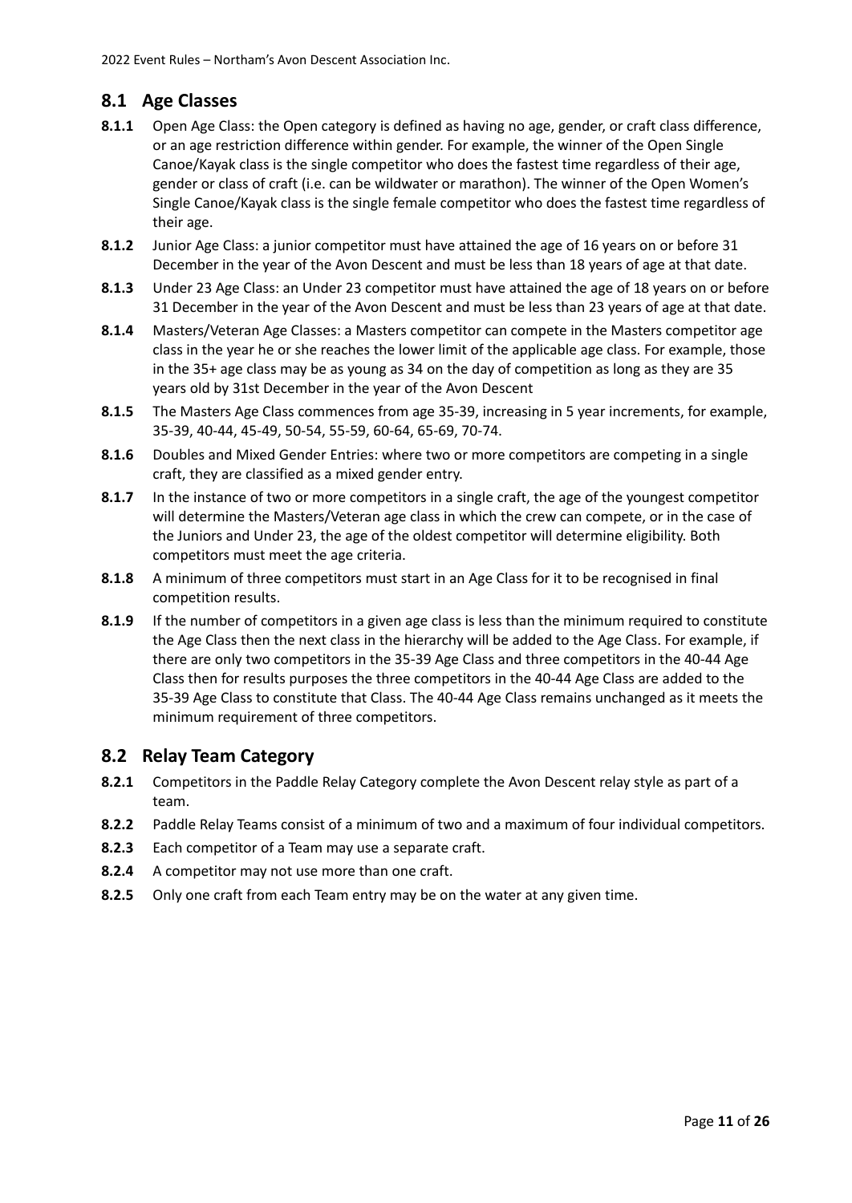## 8.1 Age Classes

**8.1.1** Open Age Class: the Open category is defined as having no age, gender, or craft class difference, or an age restriction difference within gender. For example, the winner of the Open Single Canoe/Kayak class is the single competitor who does the fastest time regardless of their age, gender or class of craft (i.e. can be wildwater or marathon). The winner of the Open Women's Single Canoe/Kayak class is the single female competitor who does the fastest time regardless of their age.

**8.1.2** Junior Age Class: a junior competitor must have attained the age of 16 years on or before 31 December in the year of the Avon Descent and must be less than 18 years of age at that date.

**8.1.3** Under 23 Age Class: an Under 23 competitor must have attained the age of 18 years on or before 31 December in the year of the Avon Descent and must be less than 23 years of age at that date.

**8.1.4** Masters/Veteran Age Classes: a Masters competitor can compete in the Masters competitor age class in the year he or she reaches the lower limit of the applicable age class. For example, those in the 35+ age class may be as young as 34 on the day of competition as long as they are 35 years old by 31st December in the year of the Avon Descent

**8.1.5** The Masters Age Class commences from age 35-39, increasing in 5 year increments, for example, 35-39, 40-44, 45-49, 50-54, 55-59, 60-64, 65-69, 70-74.

**8.1.6** Doubles and Mixed Gender Entries: where two or more competitors are competing in a single craft, they are classified as a mixed gender entry.

**8.1.7** In the instance of two or more competitors in a single craft, the age of the youngest competitor will determine the Masters/Veteran age class in which the crew can compete, or in the case of the Juniors and Under 23, the age of the oldest competitor will determine eligibility. Both competitors must meet the age criteria.

**8.1.8** A minimum of three competitors must start in an Age Class for it to be recognised in final competition results.

**8.1.9** If the number of competitors in a given age class is less than the minimum required to constitute the Age Class then the next class in the hierarchy will be added to the Age Class. For example, if there are only two competitors in the 35-39 Age Class and three competitors in the 40-44 Age Class then for results purposes the three competitors in the 40-44 Age Class are added to the 35-39 Age Class to constitute that Class. The 40-44 Age Class remains unchanged as it meets the minimum requirement of three competitors.

## 8.2 Relay Team Category

**8.2.1** Competitors in the Paddle Relay Category complete the Avon Descent relay style as part of a team.

**8.2.2** Paddle Relay Teams consist of a minimum of two and a maximum of four individual competitors.

**8.2.3** Each competitor of a Team may use a separate craft.

**8.2.4** A competitor may not use more than one craft.

**8.2.5** Only one craft from each Team entry may be on the water at any given time.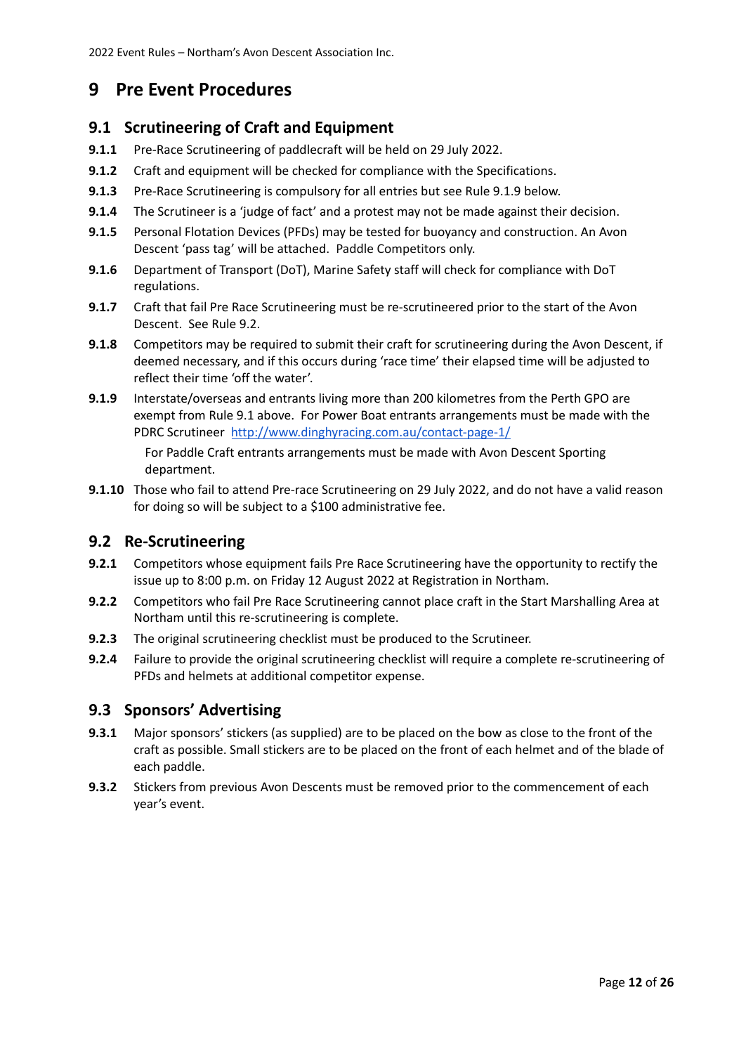# 9 Pre Event Procedures

## 9.1 Scrutineering of Craft and Equipment

**9.1.1** Pre-Race Scrutineering of paddlecraft will be held on 29 July 2022.

**9.1.2** Craft and equipment will be checked for compliance with the Specifications.

**9.1.3** Pre-Race Scrutineering is compulsory for all entries but see Rule 9.1.9 below.

**9.1.4** The Scrutineer is a 'judge of fact' and a protest may not be made against their decision.

**9.1.5** Personal Flotation Devices (PFDs) may be tested for buoyancy and construction. An Avon Descent 'pass tag' will be attached. Paddle Competitors only.

**9.1.6** Department of Transport (DoT), Marine Safety staff will check for compliance with DoT regulations.

**9.1.7** Craft that fail Pre Race Scrutineering must be re-scrutineered prior to the start of the Avon Descent. See Rule 9.2.

**9.1.8** Competitors may be required to submit their craft for scrutineering during the Avon Descent, if deemed necessary, and if this occurs during 'race time' their elapsed time will be adjusted to reflect their time 'off the water'.

**9.1.9** Interstate/overseas and entrants living more than 200 kilometres from the Perth GPO are exempt from Rule 9.1 above. For Power Boat entrants arrangements must be made with the PDRC Scrutineer http://www.dinghyracing.com.au/contact-page-1/

For Paddle Craft entrants arrangements must be made with Avon Descent Sporting department.

**9.1.10** Those who fail to attend Pre-race Scrutineering on 29 July 2022, and do not have a valid reason for doing so will be subject to a $100 administrative fee.

## 9.2 Re-Scrutineering

**9.2.1** Competitors whose equipment fails Pre Race Scrutineering have the opportunity to rectify the issue up to 8:00 p.m. on Friday 12 August 2022 at Registration in Northam.

**9.2.2** Competitors who fail Pre Race Scrutineering cannot place craft in the Start Marshalling Area at Northam until this re-scrutineering is complete.

**9.2.3** The original scrutineering checklist must be produced to the Scrutineer.

**9.2.4** Failure to provide the original scrutineering checklist will require a complete re-scrutineering of PFDs and helmets at additional competitor expense.

## 9.3 Sponsors' Advertising

**9.3.1** Major sponsors' stickers (as supplied) are to be placed on the bow as close to the front of the craft as possible. Small stickers are to be placed on the front of each helmet and of the blade of each paddle.

**9.3.2** Stickers from previous Avon Descents must be removed prior to the commencement of each year's event.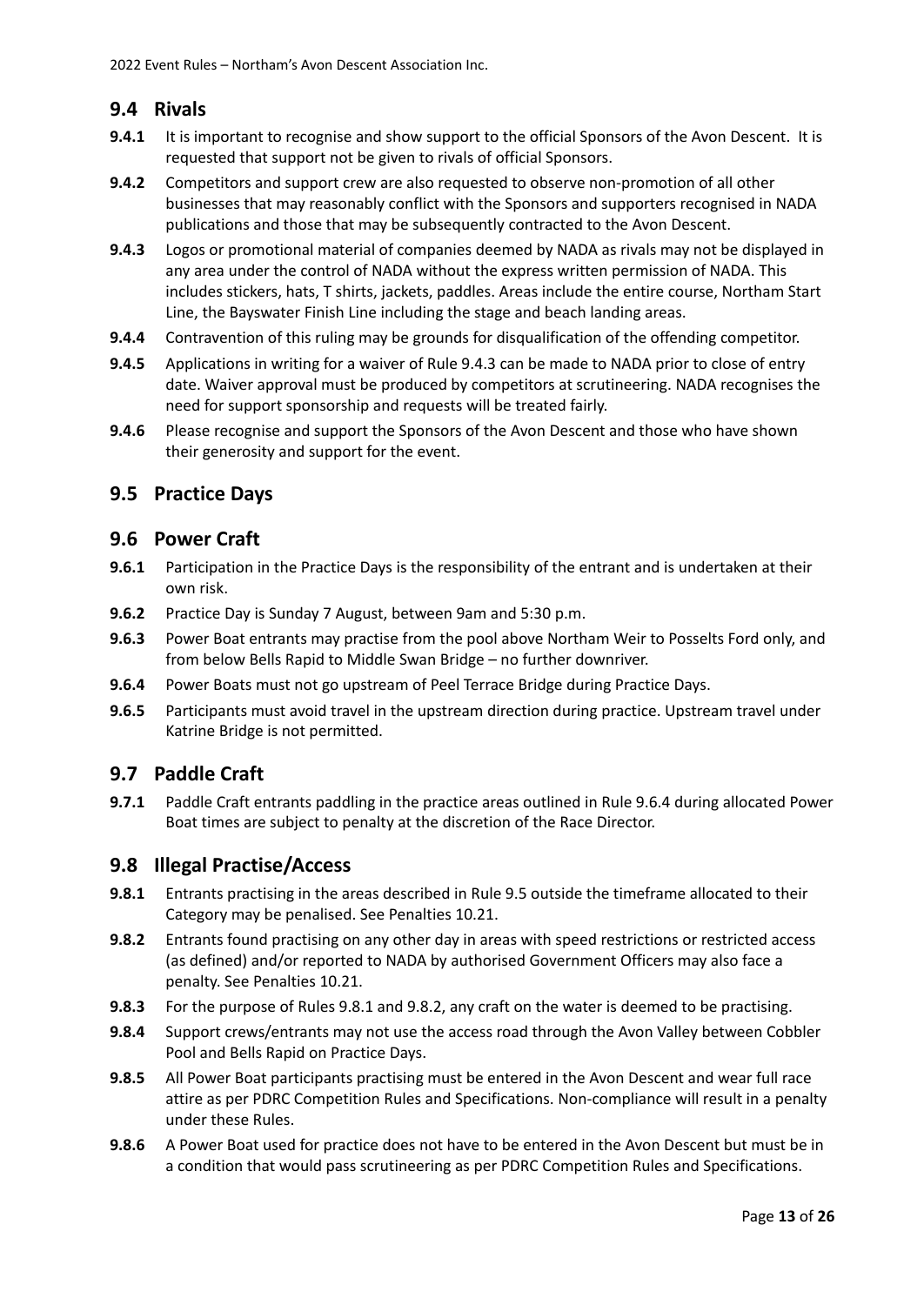## 9.4 Rivals

**9.4.1** It is important to recognise and show support to the official Sponsors of the Avon Descent. It is requested that support not be given to rivals of official Sponsors.

**9.4.2** Competitors and support crew are also requested to observe non-promotion of all other businesses that may reasonably conflict with the Sponsors and supporters recognised in NADA publications and those that may be subsequently contracted to the Avon Descent.

**9.4.3** Logos or promotional material of companies deemed by NADA as rivals may not be displayed in any area under the control of NADA without the express written permission of NADA. This includes stickers, hats, T shirts, jackets, paddles. Areas include the entire course, Northam Start Line, the Bayswater Finish Line including the stage and beach landing areas.

**9.4.4** Contravention of this ruling may be grounds for disqualification of the offending competitor.

**9.4.5** Applications in writing for a waiver of Rule 9.4.3 can be made to NADA prior to close of entry date. Waiver approval must be produced by competitors at scrutineering. NADA recognises the need for support sponsorship and requests will be treated fairly.

**9.4.6** Please recognise and support the Sponsors of the Avon Descent and those who have shown their generosity and support for the event.

## 9.5 Practice Days

## 9.6 Power Craft

**9.6.1** Participation in the Practice Days is the responsibility of the entrant and is undertaken at their own risk.

**9.6.2** Practice Day is Sunday 7 August, between 9am and 5:30 p.m.

**9.6.3** Power Boat entrants may practise from the pool above Northam Weir to Posselts Ford only, and from below Bells Rapid to Middle Swan Bridge – no further downriver.

**9.6.4** Power Boats must not go upstream of Peel Terrace Bridge during Practice Days.

**9.6.5** Participants must avoid travel in the upstream direction during practice. Upstream travel under Katrine Bridge is not permitted.

## 9.7 Paddle Craft

**9.7.1** Paddle Craft entrants paddling in the practice areas outlined in Rule 9.6.4 during allocated Power Boat times are subject to penalty at the discretion of the Race Director.

## 9.8 Illegal Practise/Access

**9.8.1** Entrants practising in the areas described in Rule 9.5 outside the timeframe allocated to their Category may be penalised. See Penalties 10.21.

**9.8.2** Entrants found practising on any other day in areas with speed restrictions or restricted access (as defined) and/or reported to NADA by authorised Government Officers may also face a penalty. See Penalties 10.21.

**9.8.3** For the purpose of Rules 9.8.1 and 9.8.2, any craft on the water is deemed to be practising.

**9.8.4** Support crews/entrants may not use the access road through the Avon Valley between Cobbler Pool and Bells Rapid on Practice Days.

**9.8.5** All Power Boat participants practising must be entered in the Avon Descent and wear full race attire as per PDRC Competition Rules and Specifications. Non-compliance will result in a penalty under these Rules.

**9.8.6** A Power Boat used for practice does not have to be entered in the Avon Descent but must be in a condition that would pass scrutineering as per PDRC Competition Rules and Specifications.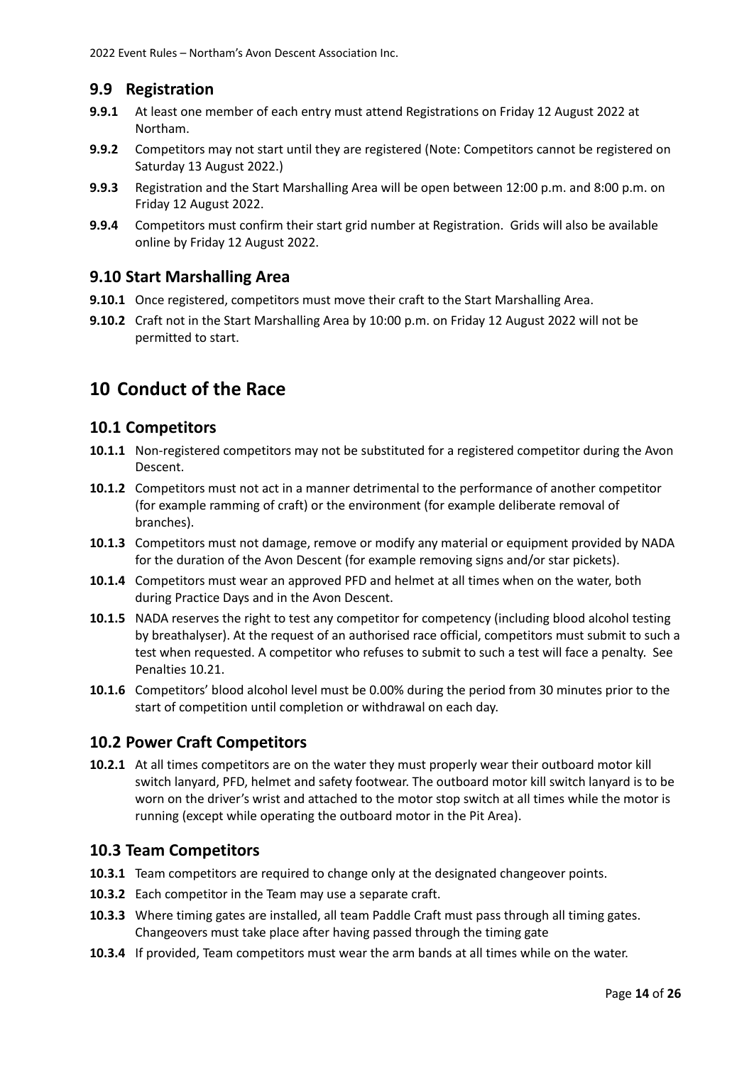## 9.9 Registration

**9.9.1** At least one member of each entry must attend Registrations on Friday 12 August 2022 at Northam.

**9.9.2** Competitors may not start until they are registered (Note: Competitors cannot be registered on Saturday 13 August 2022.)

**9.9.3** Registration and the Start Marshalling Area will be open between 12:00 p.m. and 8:00 p.m. on Friday 12 August 2022.

**9.9.4** Competitors must confirm their start grid number at Registration. Grids will also be available online by Friday 12 August 2022.

## 9.10 Start Marshalling Area

**9.10.1** Once registered, competitors must move their craft to the Start Marshalling Area.

**9.10.2** Craft not in the Start Marshalling Area by 10:00 p.m. on Friday 12 August 2022 will not be permitted to start.

# 10 Conduct of the Race

## 10.1 Competitors

**10.1.1** Non-registered competitors may not be substituted for a registered competitor during the Avon Descent.

**10.1.2** Competitors must not act in a manner detrimental to the performance of another competitor (for example ramming of craft) or the environment (for example deliberate removal of branches).

**10.1.3** Competitors must not damage, remove or modify any material or equipment provided by NADA for the duration of the Avon Descent (for example removing signs and/or star pickets).

**10.1.4** Competitors must wear an approved PFD and helmet at all times when on the water, both during Practice Days and in the Avon Descent.

**10.1.5** NADA reserves the right to test any competitor for competency (including blood alcohol testing by breathalyser). At the request of an authorised race official, competitors must submit to such a test when requested. A competitor who refuses to submit to such a test will face a penalty. See Penalties 10.21.

**10.1.6** Competitors' blood alcohol level must be 0.00% during the period from 30 minutes prior to the start of competition until completion or withdrawal on each day.

## 10.2 Power Craft Competitors

**10.2.1** At all times competitors are on the water they must properly wear their outboard motor kill switch lanyard, PFD, helmet and safety footwear. The outboard motor kill switch lanyard is to be worn on the driver's wrist and attached to the motor stop switch at all times while the motor is running (except while operating the outboard motor in the Pit Area).

## 10.3 Team Competitors

**10.3.1** Team competitors are required to change only at the designated changeover points.

**10.3.2** Each competitor in the Team may use a separate craft.

**10.3.3** Where timing gates are installed, all team Paddle Craft must pass through all timing gates. Changeovers must take place after having passed through the timing gate

**10.3.4** If provided, Team competitors must wear the arm bands at all times while on the water.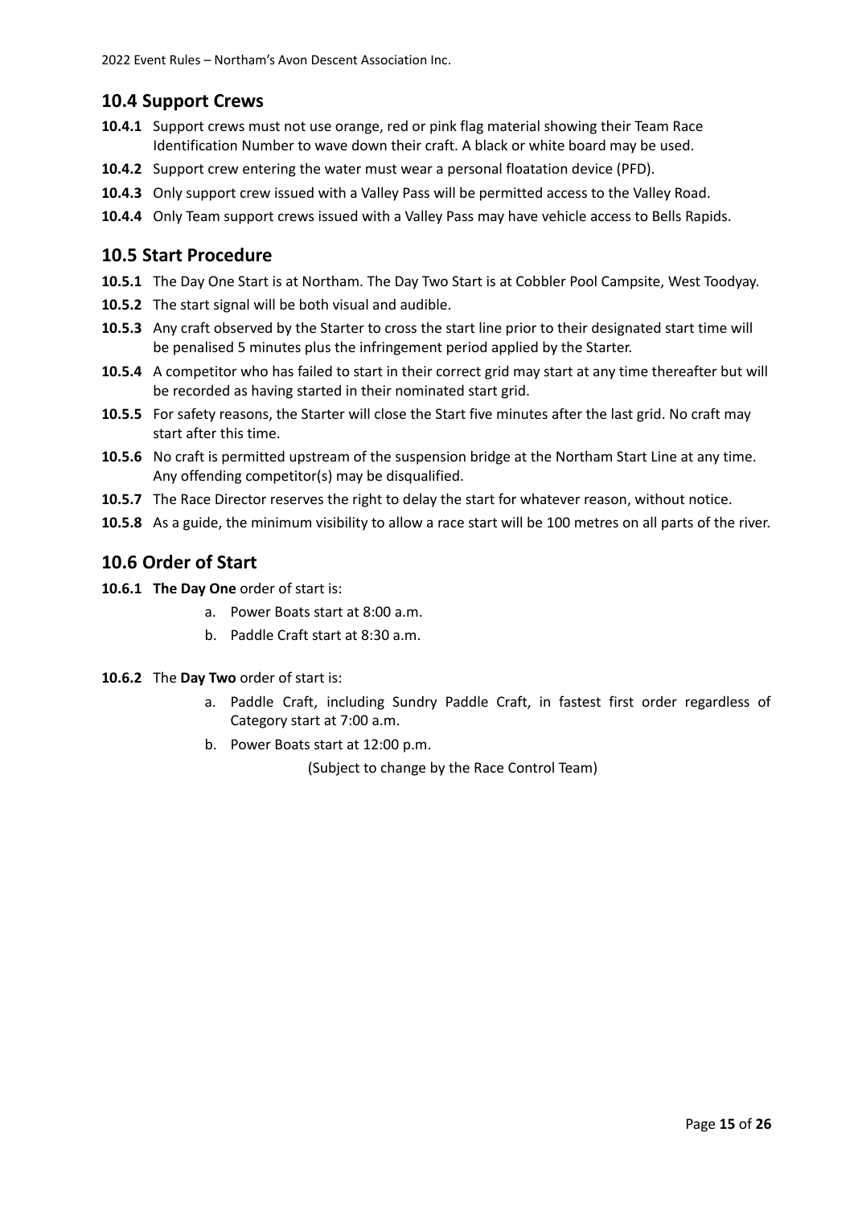## 10.4 Support Crews

**10.4.1** Support crews must not use orange, red or pink flag material showing their Team Race Identification Number to wave down their craft. A black or white board may be used.

**10.4.2** Support crew entering the water must wear a personal floatation device (PFD).

**10.4.3** Only support crew issued with a Valley Pass will be permitted access to the Valley Road.

**10.4.4** Only Team support crews issued with a Valley Pass may have vehicle access to Bells Rapids.

## 10.5 Start Procedure

**10.5.1** The Day One Start is at Northam. The Day Two Start is at Cobbler Pool Campsite, West Toodyay.

**10.5.2** The start signal will be both visual and audible.

**10.5.3** Any craft observed by the Starter to cross the start line prior to their designated start time will be penalised 5 minutes plus the infringement period applied by the Starter.

**10.5.4** A competitor who has failed to start in their correct grid may start at any time thereafter but will be recorded as having started in their nominated start grid.

**10.5.5** For safety reasons, the Starter will close the Start five minutes after the last grid. No craft may start after this time.

**10.5.6** No craft is permitted upstream of the suspension bridge at the Northam Start Line at any time. Any offending competitor(s) may be disqualified.

**10.5.7** The Race Director reserves the right to delay the start for whatever reason, without notice.

**10.5.8** As a guide, the minimum visibility to allow a race start will be 100 metres on all parts of the river.

## 10.6 Order of Start

**10.6.1** **The Day One** order of start is:

a. Power Boats start at 8:00 a.m.
b. Paddle Craft start at 8:30 a.m.

**10.6.2** The **Day Two** order of start is:

a. Paddle Craft, including Sundry Paddle Craft, in fastest first order regardless of Category start at 7:00 a.m.
b. Power Boats start at 12:00 p.m.

(Subject to change by the Race Control Team)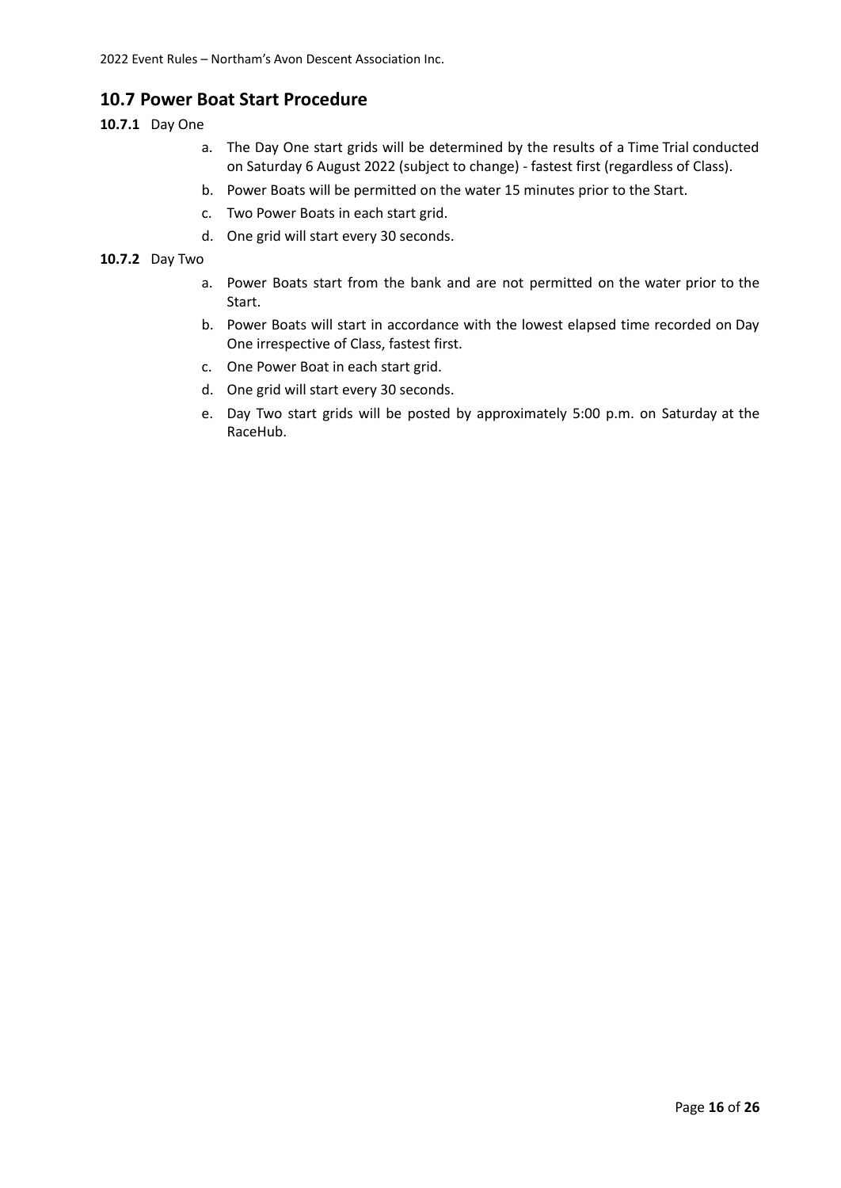## 10.7 Power Boat Start Procedure

**10.7.1** Day One

a. The Day One start grids will be determined by the results of a Time Trial conducted on Saturday 6 August 2022 (subject to change) - fastest first (regardless of Class).

b. Power Boats will be permitted on the water 15 minutes prior to the Start.

c. Two Power Boats in each start grid.

d. One grid will start every 30 seconds.

**10.7.2** Day Two

a. Power Boats start from the bank and are not permitted on the water prior to the Start.

b. Power Boats will start in accordance with the lowest elapsed time recorded on Day One irrespective of Class, fastest first.

c. One Power Boat in each start grid.

d. One grid will start every 30 seconds.

e. Day Two start grids will be posted by approximately 5:00 p.m. on Saturday at the RaceHub.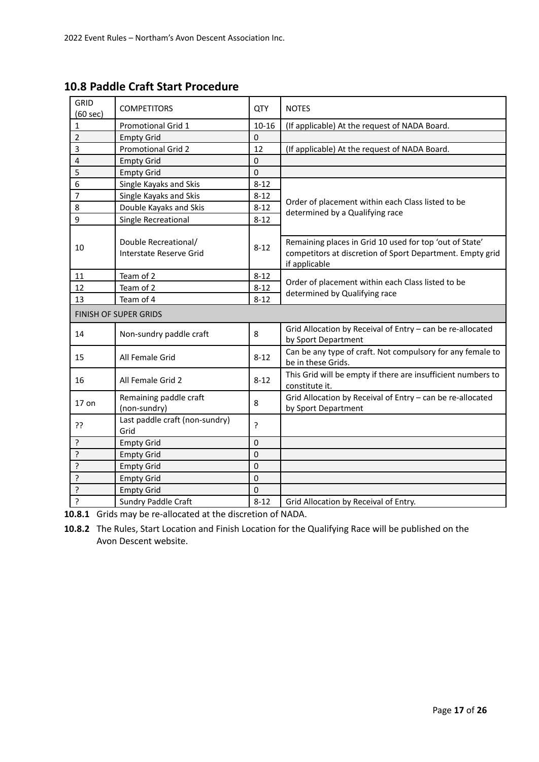## 10.8 Paddle Craft Start Procedure

| GRID (60 sec) | COMPETITORS | QTY | NOTES |
|---|---|---|---|
| 1 | Promotional Grid 1 | 10-16 | (If applicable) At the request of NADA Board. |
| 2 | Empty Grid | 0 | |
| 3 | Promotional Grid 2 | 12 | (If applicable) At the request of NADA Board. |
| 4 | Empty Grid | 0 | |
| 5 | Empty Grid | 0 | |
| 6 | Single Kayaks and Skis | 8-12 | Order of placement within each Class listed to be determined by a Qualifying race |
| 7 | Single Kayaks and Skis | 8-12 | |
| 8 | Double Kayaks and Skis | 8-12 | |
| 9 | Single Recreational | 8-12 | |
| 10 | Double Recreational/ Interstate Reserve Grid | 8-12 | Remaining places in Grid 10 used for top 'out of State' competitors at discretion of Sport Department. Empty grid if applicable |
| 11 | Team of 2 | 8-12 | Order of placement within each Class listed to be determined by Qualifying race |
| 12 | Team of 2 | 8-12 | |
| 13 | Team of 4 | 8-12 | |
| FINISH OF SUPER GRIDS | | | |
| 14 | Non-sundry paddle craft | 8 | Grid Allocation by Receival of Entry – can be re-allocated by Sport Department |
| 15 | All Female Grid | 8-12 | Can be any type of craft. Not compulsory for any female to be in these Grids. |
| 16 | All Female Grid 2 | 8-12 | This Grid will be empty if there are insufficient numbers to constitute it. |
| 17 on | Remaining paddle craft (non-sundry) | 8 | Grid Allocation by Receival of Entry – can be re-allocated by Sport Department |
| ?? | Last paddle craft (non-sundry) Grid | ? | |
| ? | Empty Grid | 0 | |
| ? | Empty Grid | 0 | |
| ? | Empty Grid | 0 | |
| ? | Empty Grid | 0 | |
| ? | Empty Grid | 0 | |
| ? | Sundry Paddle Craft | 8-12 | Grid Allocation by Receival of Entry. |

**10.8.1** Grids may be re-allocated at the discretion of NADA.

**10.8.2** The Rules, Start Location and Finish Location for the Qualifying Race will be published on the Avon Descent website.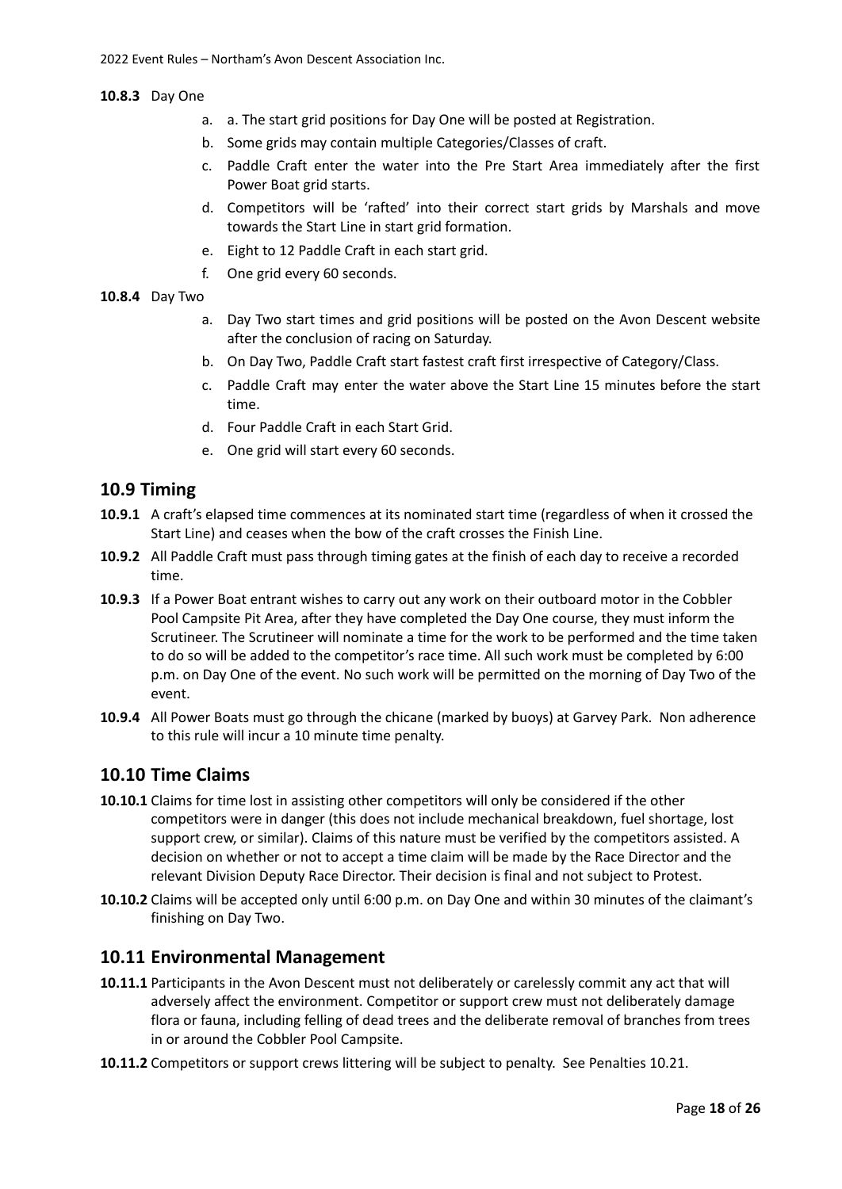**10.8.3** Day One

a. a. The start grid positions for Day One will be posted at Registration.
b. Some grids may contain multiple Categories/Classes of craft.
c. Paddle Craft enter the water into the Pre Start Area immediately after the first Power Boat grid starts.
d. Competitors will be 'rafted' into their correct start grids by Marshals and move towards the Start Line in start grid formation.
e. Eight to 12 Paddle Craft in each start grid.
f. One grid every 60 seconds.

**10.8.4** Day Two

a. Day Two start times and grid positions will be posted on the Avon Descent website after the conclusion of racing on Saturday.
b. On Day Two, Paddle Craft start fastest craft first irrespective of Category/Class.
c. Paddle Craft may enter the water above the Start Line 15 minutes before the start time.
d. Four Paddle Craft in each Start Grid.
e. One grid will start every 60 seconds.

## 10.9 Timing

**10.9.1** A craft's elapsed time commences at its nominated start time (regardless of when it crossed the Start Line) and ceases when the bow of the craft crosses the Finish Line.

**10.9.2** All Paddle Craft must pass through timing gates at the finish of each day to receive a recorded time.

**10.9.3** If a Power Boat entrant wishes to carry out any work on their outboard motor in the Cobbler Pool Campsite Pit Area, after they have completed the Day One course, they must inform the Scrutineer. The Scrutineer will nominate a time for the work to be performed and the time taken to do so will be added to the competitor's race time. All such work must be completed by 6:00 p.m. on Day One of the event. No such work will be permitted on the morning of Day Two of the event.

**10.9.4** All Power Boats must go through the chicane (marked by buoys) at Garvey Park. Non adherence to this rule will incur a 10 minute time penalty.

## 10.10 Time Claims

**10.10.1** Claims for time lost in assisting other competitors will only be considered if the other competitors were in danger (this does not include mechanical breakdown, fuel shortage, lost support crew, or similar). Claims of this nature must be verified by the competitors assisted. A decision on whether or not to accept a time claim will be made by the Race Director and the relevant Division Deputy Race Director. Their decision is final and not subject to Protest.

**10.10.2** Claims will be accepted only until 6:00 p.m. on Day One and within 30 minutes of the claimant's finishing on Day Two.

## 10.11 Environmental Management

**10.11.1** Participants in the Avon Descent must not deliberately or carelessly commit any act that will adversely affect the environment. Competitor or support crew must not deliberately damage flora or fauna, including felling of dead trees and the deliberate removal of branches from trees in or around the Cobbler Pool Campsite.

**10.11.2** Competitors or support crews littering will be subject to penalty. See Penalties 10.21.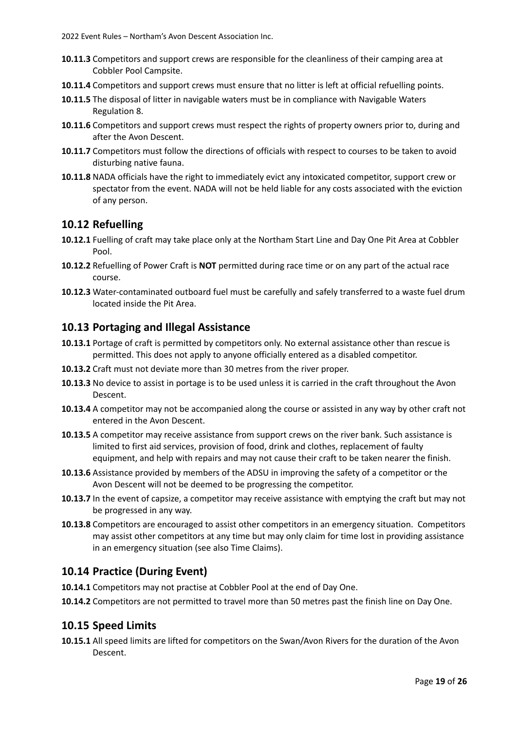**10.11.3** Competitors and support crews are responsible for the cleanliness of their camping area at Cobbler Pool Campsite.

**10.11.4** Competitors and support crews must ensure that no litter is left at official refuelling points.

**10.11.5** The disposal of litter in navigable waters must be in compliance with Navigable Waters Regulation 8.

**10.11.6** Competitors and support crews must respect the rights of property owners prior to, during and after the Avon Descent.

**10.11.7** Competitors must follow the directions of officials with respect to courses to be taken to avoid disturbing native fauna.

**10.11.8** NADA officials have the right to immediately evict any intoxicated competitor, support crew or spectator from the event. NADA will not be held liable for any costs associated with the eviction of any person.

## 10.12 Refuelling

**10.12.1** Fuelling of craft may take place only at the Northam Start Line and Day One Pit Area at Cobbler Pool.

**10.12.2** Refuelling of Power Craft is **NOT** permitted during race time or on any part of the actual race course.

**10.12.3** Water-contaminated outboard fuel must be carefully and safely transferred to a waste fuel drum located inside the Pit Area.

## 10.13 Portaging and Illegal Assistance

**10.13.1** Portage of craft is permitted by competitors only. No external assistance other than rescue is permitted. This does not apply to anyone officially entered as a disabled competitor.

**10.13.2** Craft must not deviate more than 30 metres from the river proper.

**10.13.3** No device to assist in portage is to be used unless it is carried in the craft throughout the Avon Descent.

**10.13.4** A competitor may not be accompanied along the course or assisted in any way by other craft not entered in the Avon Descent.

**10.13.5** A competitor may receive assistance from support crews on the river bank. Such assistance is limited to first aid services, provision of food, drink and clothes, replacement of faulty equipment, and help with repairs and may not cause their craft to be taken nearer the finish.

**10.13.6** Assistance provided by members of the ADSU in improving the safety of a competitor or the Avon Descent will not be deemed to be progressing the competitor.

**10.13.7** In the event of capsize, a competitor may receive assistance with emptying the craft but may not be progressed in any way.

**10.13.8** Competitors are encouraged to assist other competitors in an emergency situation. Competitors may assist other competitors at any time but may only claim for time lost in providing assistance in an emergency situation (see also Time Claims).

## 10.14 Practice (During Event)

**10.14.1** Competitors may not practise at Cobbler Pool at the end of Day One.

**10.14.2** Competitors are not permitted to travel more than 50 metres past the finish line on Day One.

## 10.15 Speed Limits

**10.15.1** All speed limits are lifted for competitors on the Swan/Avon Rivers for the duration of the Avon Descent.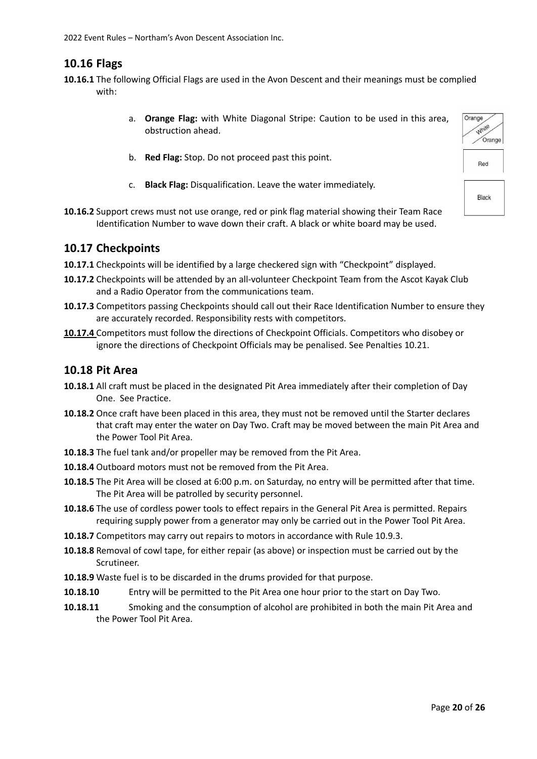## 10.16 Flags

**10.16.1** The following Official Flags are used in the Avon Descent and their meanings must be complied with:

a. **Orange Flag:** with White Diagonal Stripe: Caution to be used in this area, obstruction ahead.

b. **Red Flag:** Stop. Do not proceed past this point.

c. **Black Flag:** Disqualification. Leave the water immediately.

**10.16.2** Support crews must not use orange, red or pink flag material showing their Team Race Identification Number to wave down their craft. A black or white board may be used.

## 10.17 Checkpoints

**10.17.1** Checkpoints will be identified by a large checkered sign with "Checkpoint" displayed.

**10.17.2** Checkpoints will be attended by an all-volunteer Checkpoint Team from the Ascot Kayak Club and a Radio Operator from the communications team.

**10.17.3** Competitors passing Checkpoints should call out their Race Identification Number to ensure they are accurately recorded. Responsibility rests with competitors.

**10.17.4** Competitors must follow the directions of Checkpoint Officials. Competitors who disobey or ignore the directions of Checkpoint Officials may be penalised. See Penalties 10.21.

## 10.18 Pit Area

**10.18.1** All craft must be placed in the designated Pit Area immediately after their completion of Day One. See Practice.

**10.18.2** Once craft have been placed in this area, they must not be removed until the Starter declares that craft may enter the water on Day Two. Craft may be moved between the main Pit Area and the Power Tool Pit Area.

**10.18.3** The fuel tank and/or propeller may be removed from the Pit Area.

**10.18.4** Outboard motors must not be removed from the Pit Area.

**10.18.5** The Pit Area will be closed at 6:00 p.m. on Saturday, no entry will be permitted after that time. The Pit Area will be patrolled by security personnel.

**10.18.6** The use of cordless power tools to effect repairs in the General Pit Area is permitted. Repairs requiring supply power from a generator may only be carried out in the Power Tool Pit Area.

**10.18.7** Competitors may carry out repairs to motors in accordance with Rule 10.9.3.

**10.18.8** Removal of cowl tape, for either repair (as above) or inspection must be carried out by the Scrutineer.

**10.18.9** Waste fuel is to be discarded in the drums provided for that purpose.

**10.18.10** Entry will be permitted to the Pit Area one hour prior to the start on Day Two.

**10.18.11** Smoking and the consumption of alcohol are prohibited in both the main Pit Area and the Power Tool Pit Area.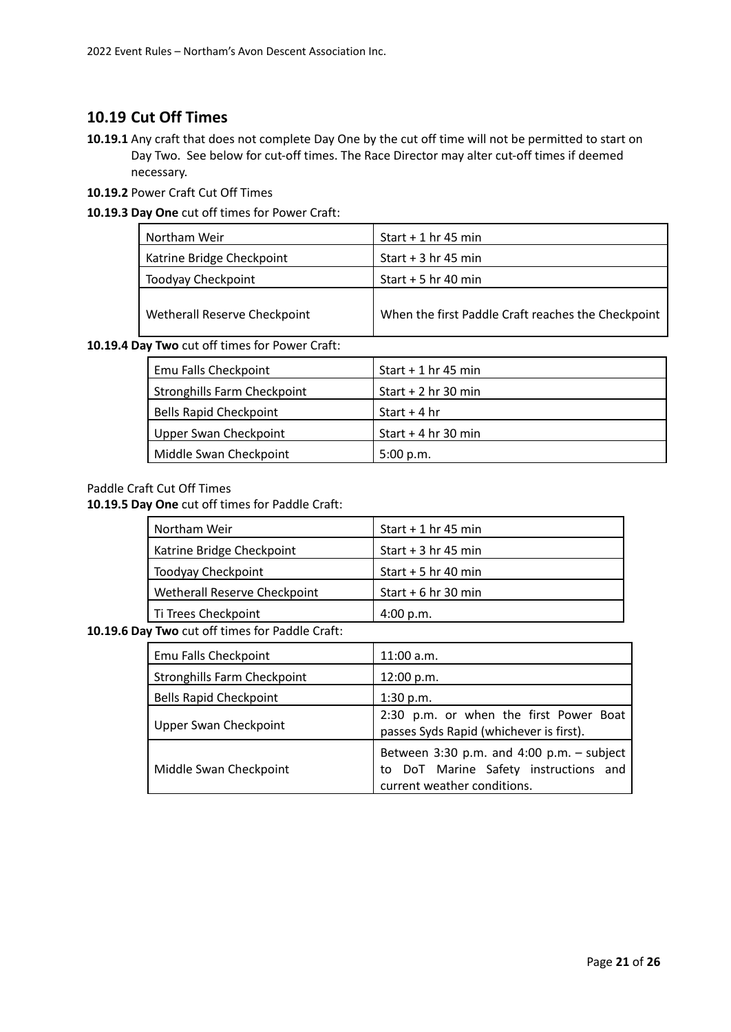## 10.19 Cut Off Times

**10.19.1** Any craft that does not complete Day One by the cut off time will not be permitted to start on Day Two. See below for cut-off times. The Race Director may alter cut-off times if deemed necessary.

**10.19.2** Power Craft Cut Off Times

**10.19.3 Day One** cut off times for Power Craft:

| | |
|---|---|
| Northam Weir | Start + 1 hr 45 min |
| Katrine Bridge Checkpoint | Start + 3 hr 45 min |
| Toodyay Checkpoint | Start + 5 hr 40 min |
| Wetherall Reserve Checkpoint | When the first Paddle Craft reaches the Checkpoint |

**10.19.4 Day Two** cut off times for Power Craft:

| | |
|---|---|
| Emu Falls Checkpoint | Start + 1 hr 45 min |
| Stronghills Farm Checkpoint | Start + 2 hr 30 min |
| Bells Rapid Checkpoint | Start + 4 hr |
| Upper Swan Checkpoint | Start + 4 hr 30 min |
| Middle Swan Checkpoint | 5:00 p.m. |

Paddle Craft Cut Off Times

**10.19.5 Day One** cut off times for Paddle Craft:

| | |
|---|---|
| Northam Weir | Start + 1 hr 45 min |
| Katrine Bridge Checkpoint | Start + 3 hr 45 min |
| Toodyay Checkpoint | Start + 5 hr 40 min |
| Wetherall Reserve Checkpoint | Start + 6 hr 30 min |
| Ti Trees Checkpoint | 4:00 p.m. |

**10.19.6 Day Two** cut off times for Paddle Craft:

| | |
|---|---|
| Emu Falls Checkpoint | 11:00 a.m. |
| Stronghills Farm Checkpoint | 12:00 p.m. |
| Bells Rapid Checkpoint | 1:30 p.m. |
| Upper Swan Checkpoint | 2:30 p.m. or when the first Power Boat passes Syds Rapid (whichever is first). |
| Middle Swan Checkpoint | Between 3:30 p.m. and 4:00 p.m. – subject to DoT Marine Safety instructions and current weather conditions. |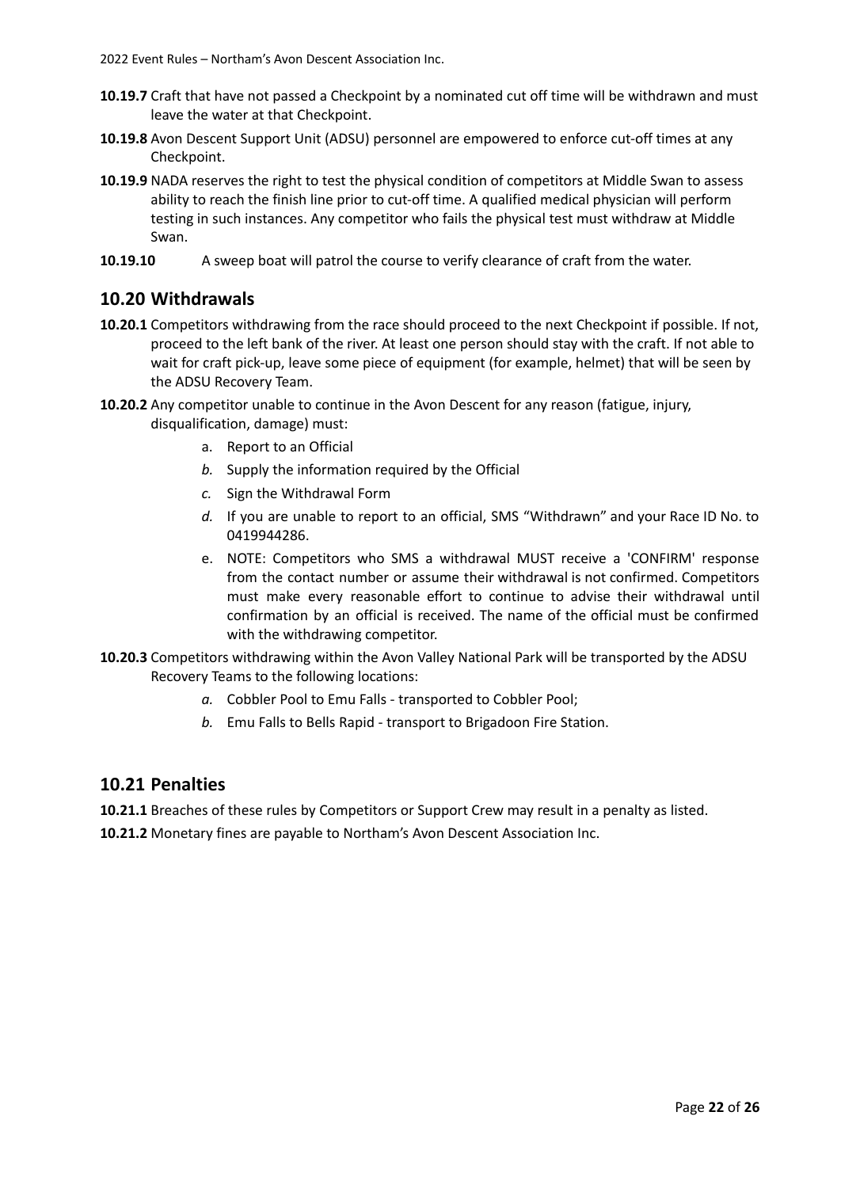**10.19.7** Craft that have not passed a Checkpoint by a nominated cut off time will be withdrawn and must leave the water at that Checkpoint.

**10.19.8** Avon Descent Support Unit (ADSU) personnel are empowered to enforce cut-off times at any Checkpoint.

**10.19.9** NADA reserves the right to test the physical condition of competitors at Middle Swan to assess ability to reach the finish line prior to cut-off time. A qualified medical physician will perform testing in such instances. Any competitor who fails the physical test must withdraw at Middle Swan.

**10.19.10** A sweep boat will patrol the course to verify clearance of craft from the water.

## 10.20 Withdrawals

**10.20.1** Competitors withdrawing from the race should proceed to the next Checkpoint if possible. If not, proceed to the left bank of the river. At least one person should stay with the craft. If not able to wait for craft pick-up, leave some piece of equipment (for example, helmet) that will be seen by the ADSU Recovery Team.

**10.20.2** Any competitor unable to continue in the Avon Descent for any reason (fatigue, injury, disqualification, damage) must:

a. Report to an Official
*b.* Supply the information required by the Official
*c.* Sign the Withdrawal Form
*d.* If you are unable to report to an official, SMS "Withdrawn" and your Race ID No. to 0419944286.
e. NOTE: Competitors who SMS a withdrawal MUST receive a 'CONFIRM' response from the contact number or assume their withdrawal is not confirmed. Competitors must make every reasonable effort to continue to advise their withdrawal until confirmation by an official is received. The name of the official must be confirmed with the withdrawing competitor.

**10.20.3** Competitors withdrawing within the Avon Valley National Park will be transported by the ADSU Recovery Teams to the following locations:

*a.* Cobbler Pool to Emu Falls - transported to Cobbler Pool;
*b.* Emu Falls to Bells Rapid - transport to Brigadoon Fire Station.

## 10.21 Penalties

**10.21.1** Breaches of these rules by Competitors or Support Crew may result in a penalty as listed.

**10.21.2** Monetary fines are payable to Northam's Avon Descent Association Inc.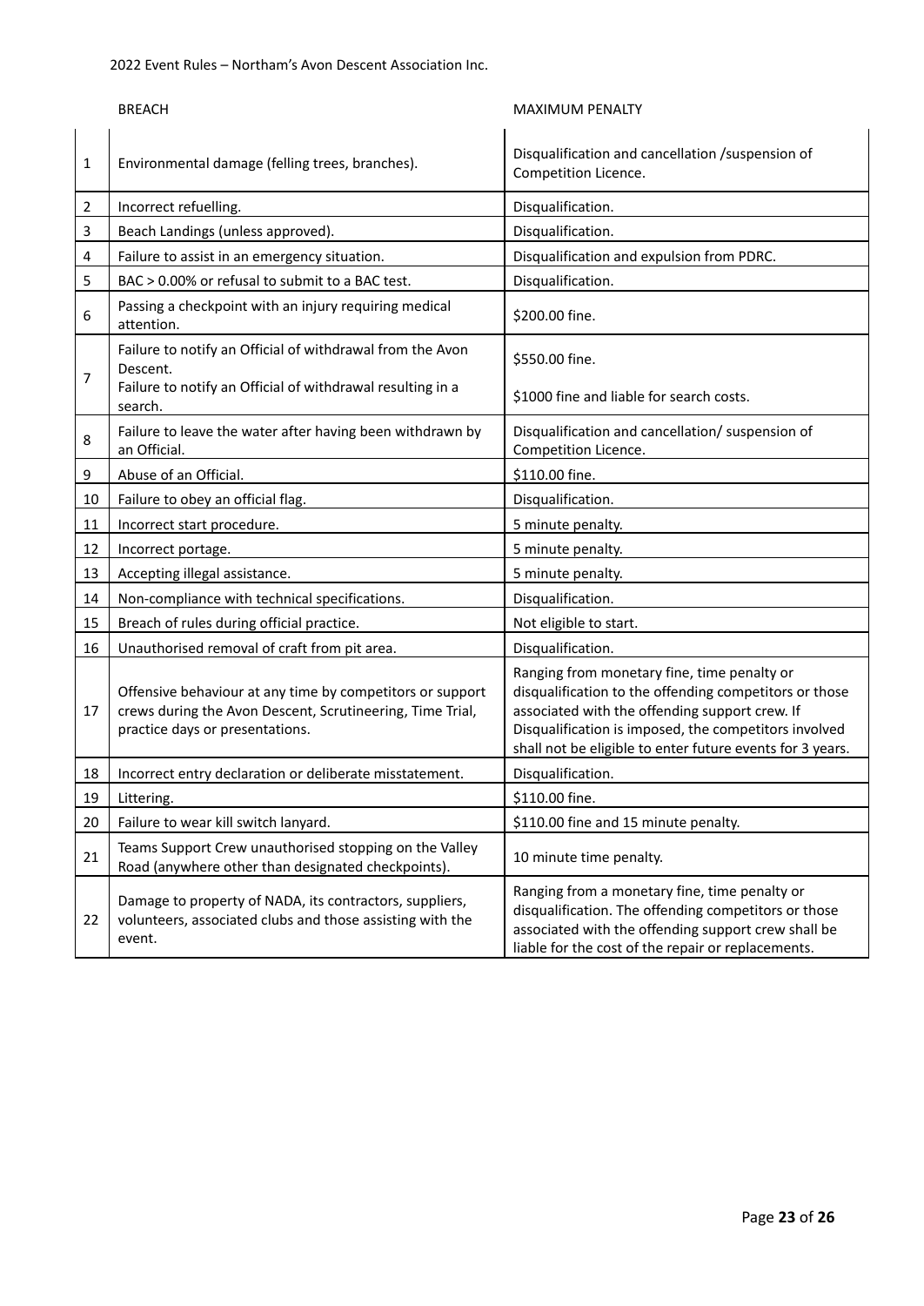| | BREACH | MAXIMUM PENALTY |
|---|---|---|
| 1 | Environmental damage (felling trees, branches). | Disqualification and cancellation /suspension of Competition Licence. |
| 2 | Incorrect refuelling. | Disqualification. |
| 3 | Beach Landings (unless approved). | Disqualification. |
| 4 | Failure to assist in an emergency situation. | Disqualification and expulsion from PDRC. |
| 5 | BAC > 0.00% or refusal to submit to a BAC test. | Disqualification. |
| 6 | Passing a checkpoint with an injury requiring medical attention. | \$200.00 fine. |
| 7 | Failure to notify an Official of withdrawal from the Avon Descent.<br>Failure to notify an Official of withdrawal resulting in a search. | \$550.00 fine.<br>\$1000 fine and liable for search costs. |
| 8 | Failure to leave the water after having been withdrawn by an Official. | Disqualification and cancellation/ suspension of Competition Licence. |
| 9 | Abuse of an Official. | \$110.00 fine. |
| 10 | Failure to obey an official flag. | Disqualification. |
| 11 | Incorrect start procedure. | 5 minute penalty. |
| 12 | Incorrect portage. | 5 minute penalty. |
| 13 | Accepting illegal assistance. | 5 minute penalty. |
| 14 | Non-compliance with technical specifications. | Disqualification. |
| 15 | Breach of rules during official practice. | Not eligible to start. |
| 16 | Unauthorised removal of craft from pit area. | Disqualification. |
| 17 | Offensive behaviour at any time by competitors or support crews during the Avon Descent, Scrutineering, Time Trial, practice days or presentations. | Ranging from monetary fine, time penalty or disqualification to the offending competitors or those associated with the offending support crew. If Disqualification is imposed, the competitors involved shall not be eligible to enter future events for 3 years. |
| 18 | Incorrect entry declaration or deliberate misstatement. | Disqualification. |
| 19 | Littering. | \$110.00 fine. |
| 20 | Failure to wear kill switch lanyard. | \$110.00 fine and 15 minute penalty. |
| 21 | Teams Support Crew unauthorised stopping on the Valley Road (anywhere other than designated checkpoints). | 10 minute time penalty. |
| 22 | Damage to property of NADA, its contractors, suppliers, volunteers, associated clubs and those assisting with the event. | Ranging from a monetary fine, time penalty or disqualification. The offending competitors or those associated with the offending support crew shall be liable for the cost of the repair or replacements. |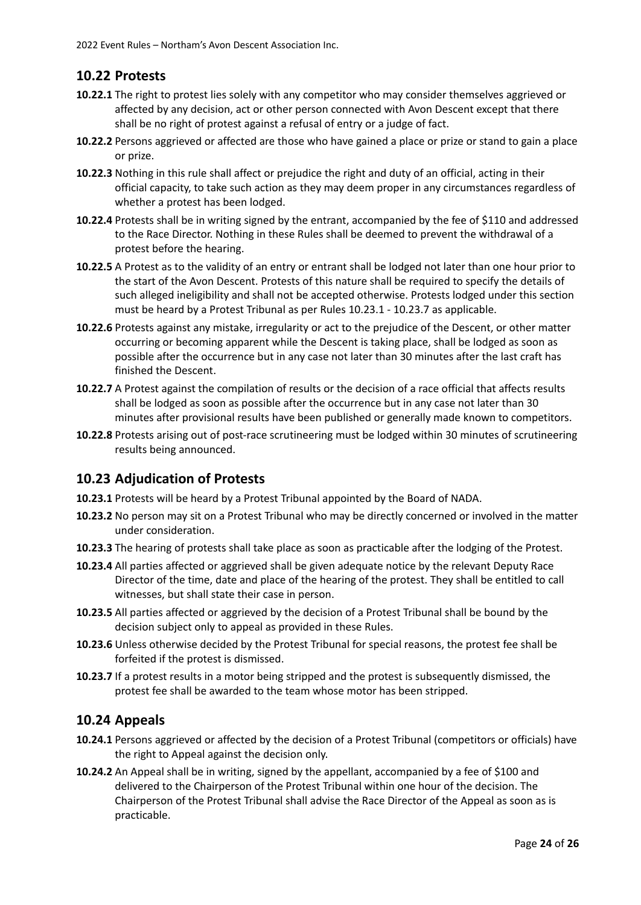## 10.22 Protests

**10.22.1** The right to protest lies solely with any competitor who may consider themselves aggrieved or affected by any decision, act or other person connected with Avon Descent except that there shall be no right of protest against a refusal of entry or a judge of fact.

**10.22.2** Persons aggrieved or affected are those who have gained a place or prize or stand to gain a place or prize.

**10.22.3** Nothing in this rule shall affect or prejudice the right and duty of an official, acting in their official capacity, to take such action as they may deem proper in any circumstances regardless of whether a protest has been lodged.

**10.22.4** Protests shall be in writing signed by the entrant, accompanied by the fee of $110 and addressed to the Race Director. Nothing in these Rules shall be deemed to prevent the withdrawal of a protest before the hearing.

**10.22.5** A Protest as to the validity of an entry or entrant shall be lodged not later than one hour prior to the start of the Avon Descent. Protests of this nature shall be required to specify the details of such alleged ineligibility and shall not be accepted otherwise. Protests lodged under this section must be heard by a Protest Tribunal as per Rules 10.23.1 - 10.23.7 as applicable.

**10.22.6** Protests against any mistake, irregularity or act to the prejudice of the Descent, or other matter occurring or becoming apparent while the Descent is taking place, shall be lodged as soon as possible after the occurrence but in any case not later than 30 minutes after the last craft has finished the Descent.

**10.22.7** A Protest against the compilation of results or the decision of a race official that affects results shall be lodged as soon as possible after the occurrence but in any case not later than 30 minutes after provisional results have been published or generally made known to competitors.

**10.22.8** Protests arising out of post-race scrutineering must be lodged within 30 minutes of scrutineering results being announced.

## 10.23 Adjudication of Protests

**10.23.1** Protests will be heard by a Protest Tribunal appointed by the Board of NADA.

**10.23.2** No person may sit on a Protest Tribunal who may be directly concerned or involved in the matter under consideration.

**10.23.3** The hearing of protests shall take place as soon as practicable after the lodging of the Protest.

**10.23.4** All parties affected or aggrieved shall be given adequate notice by the relevant Deputy Race Director of the time, date and place of the hearing of the protest. They shall be entitled to call witnesses, but shall state their case in person.

**10.23.5** All parties affected or aggrieved by the decision of a Protest Tribunal shall be bound by the decision subject only to appeal as provided in these Rules.

**10.23.6** Unless otherwise decided by the Protest Tribunal for special reasons, the protest fee shall be forfeited if the protest is dismissed.

**10.23.7** If a protest results in a motor being stripped and the protest is subsequently dismissed, the protest fee shall be awarded to the team whose motor has been stripped.

## 10.24 Appeals

**10.24.1** Persons aggrieved or affected by the decision of a Protest Tribunal (competitors or officials) have the right to Appeal against the decision only.

**10.24.2** An Appeal shall be in writing, signed by the appellant, accompanied by a fee of $100 and delivered to the Chairperson of the Protest Tribunal within one hour of the decision. The Chairperson of the Protest Tribunal shall advise the Race Director of the Appeal as soon as is practicable.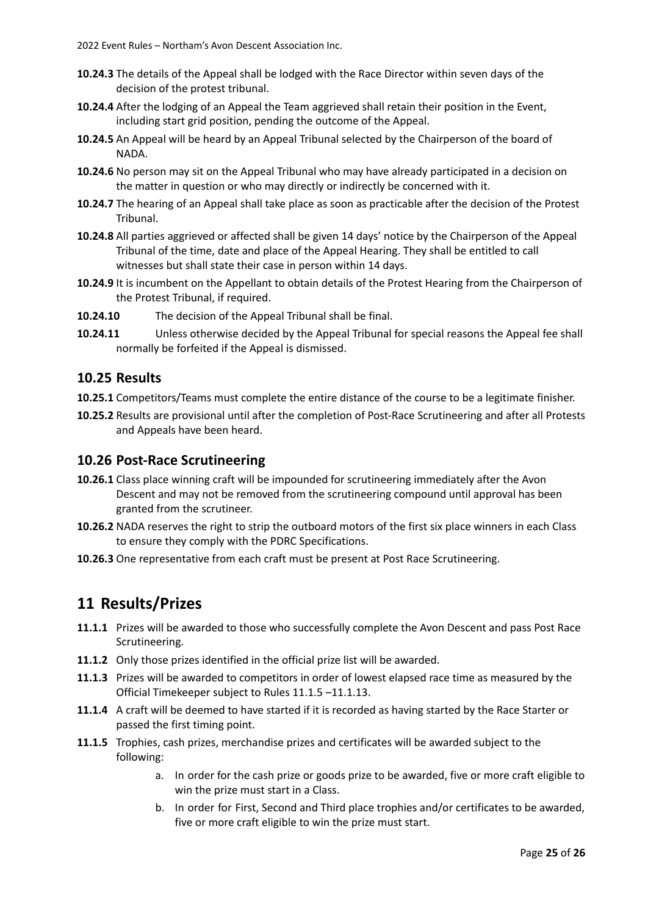**10.24.3** The details of the Appeal shall be lodged with the Race Director within seven days of the decision of the protest tribunal.

**10.24.4** After the lodging of an Appeal the Team aggrieved shall retain their position in the Event, including start grid position, pending the outcome of the Appeal.

**10.24.5** An Appeal will be heard by an Appeal Tribunal selected by the Chairperson of the board of NADA.

**10.24.6** No person may sit on the Appeal Tribunal who may have already participated in a decision on the matter in question or who may directly or indirectly be concerned with it.

**10.24.7** The hearing of an Appeal shall take place as soon as practicable after the decision of the Protest Tribunal.

**10.24.8** All parties aggrieved or affected shall be given 14 days' notice by the Chairperson of the Appeal Tribunal of the time, date and place of the Appeal Hearing. They shall be entitled to call witnesses but shall state their case in person within 14 days.

**10.24.9** It is incumbent on the Appellant to obtain details of the Protest Hearing from the Chairperson of the Protest Tribunal, if required.

**10.24.10** The decision of the Appeal Tribunal shall be final.

**10.24.11** Unless otherwise decided by the Appeal Tribunal for special reasons the Appeal fee shall normally be forfeited if the Appeal is dismissed.

## 10.25 Results

**10.25.1** Competitors/Teams must complete the entire distance of the course to be a legitimate finisher.

**10.25.2** Results are provisional until after the completion of Post-Race Scrutineering and after all Protests and Appeals have been heard.

## 10.26 Post-Race Scrutineering

**10.26.1** Class place winning craft will be impounded for scrutineering immediately after the Avon Descent and may not be removed from the scrutineering compound until approval has been granted from the scrutineer.

**10.26.2** NADA reserves the right to strip the outboard motors of the first six place winners in each Class to ensure they comply with the PDRC Specifications.

**10.26.3** One representative from each craft must be present at Post Race Scrutineering.

# 11 Results/Prizes

**11.1.1** Prizes will be awarded to those who successfully complete the Avon Descent and pass Post Race Scrutineering.

**11.1.2** Only those prizes identified in the official prize list will be awarded.

**11.1.3** Prizes will be awarded to competitors in order of lowest elapsed race time as measured by the Official Timekeeper subject to Rules 11.1.5 –11.1.13.

**11.1.4** A craft will be deemed to have started if it is recorded as having started by the Race Starter or passed the first timing point.

**11.1.5** Trophies, cash prizes, merchandise prizes and certificates will be awarded subject to the following:

a. In order for the cash prize or goods prize to be awarded, five or more craft eligible to win the prize must start in a Class.

b. In order for First, Second and Third place trophies and/or certificates to be awarded, five or more craft eligible to win the prize must start.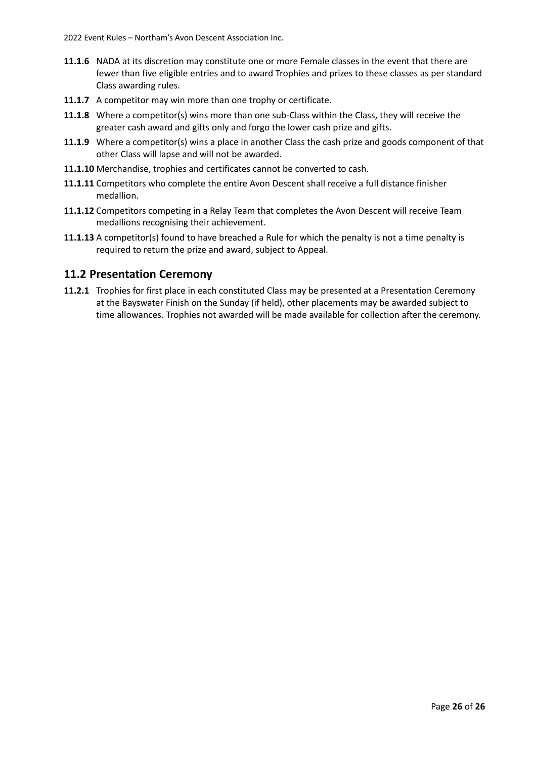**11.1.6** NADA at its discretion may constitute one or more Female classes in the event that there are fewer than five eligible entries and to award Trophies and prizes to these classes as per standard Class awarding rules.

**11.1.7** A competitor may win more than one trophy or certificate.

**11.1.8** Where a competitor(s) wins more than one sub-Class within the Class, they will receive the greater cash award and gifts only and forgo the lower cash prize and gifts.

**11.1.9** Where a competitor(s) wins a place in another Class the cash prize and goods component of that other Class will lapse and will not be awarded.

**11.1.10** Merchandise, trophies and certificates cannot be converted to cash.

**11.1.11** Competitors who complete the entire Avon Descent shall receive a full distance finisher medallion.

**11.1.12** Competitors competing in a Relay Team that completes the Avon Descent will receive Team medallions recognising their achievement.

**11.1.13** A competitor(s) found to have breached a Rule for which the penalty is not a time penalty is required to return the prize and award, subject to Appeal.

## 11.2 Presentation Ceremony

**11.2.1** Trophies for first place in each constituted Class may be presented at a Presentation Ceremony at the Bayswater Finish on the Sunday (if held), other placements may be awarded subject to time allowances. Trophies not awarded will be made available for collection after the ceremony.